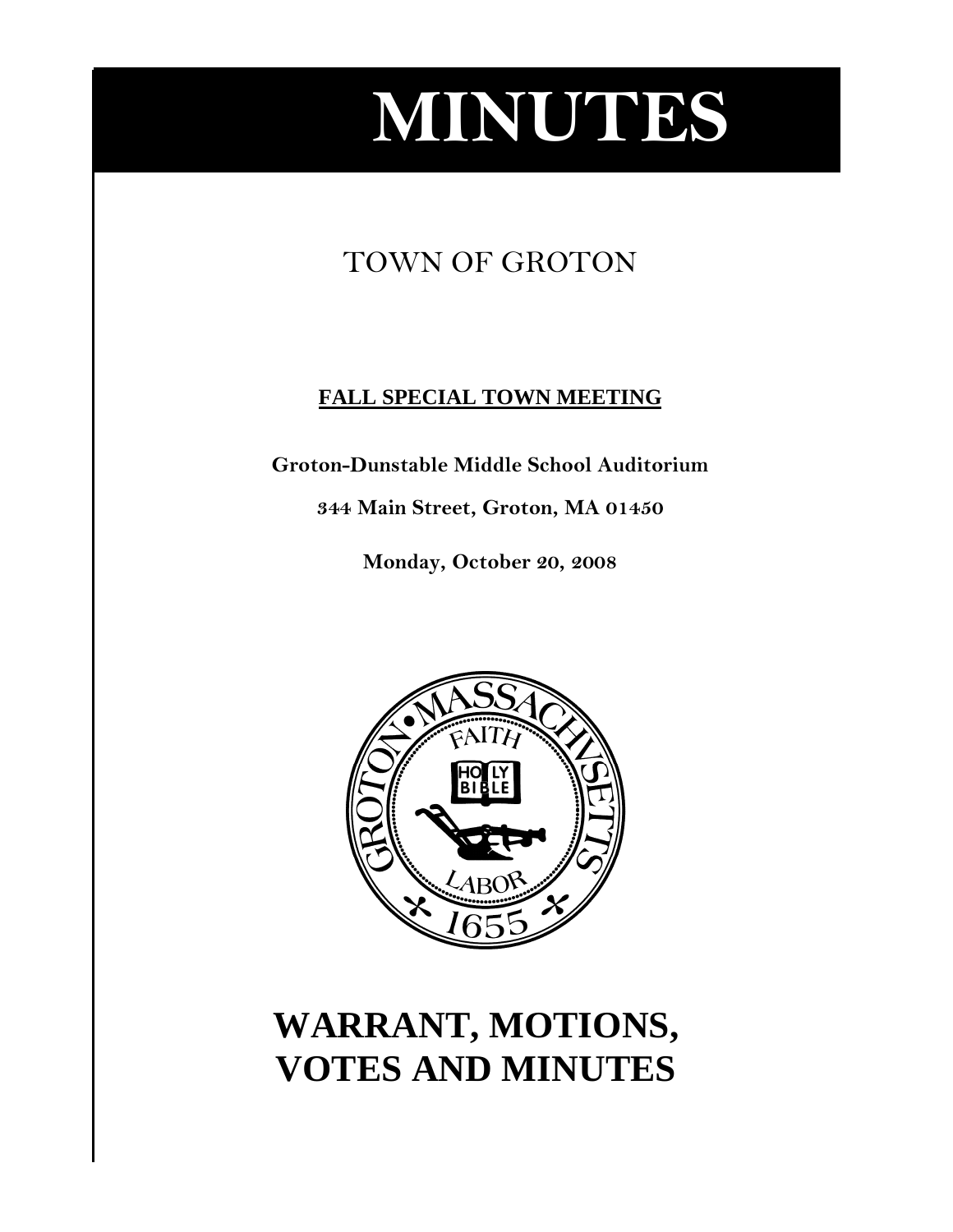# MINUTES

## TOWN OF GROTON

**FALL SPECIAL TOWN MEETING**

**Groton-Dunstable Middle School Auditorium**

**344 Main Street, Groton, MA 01450**

**Monday, October 20, 2008**

# WARRANT, MOTIONS, VOTES AND MINUTES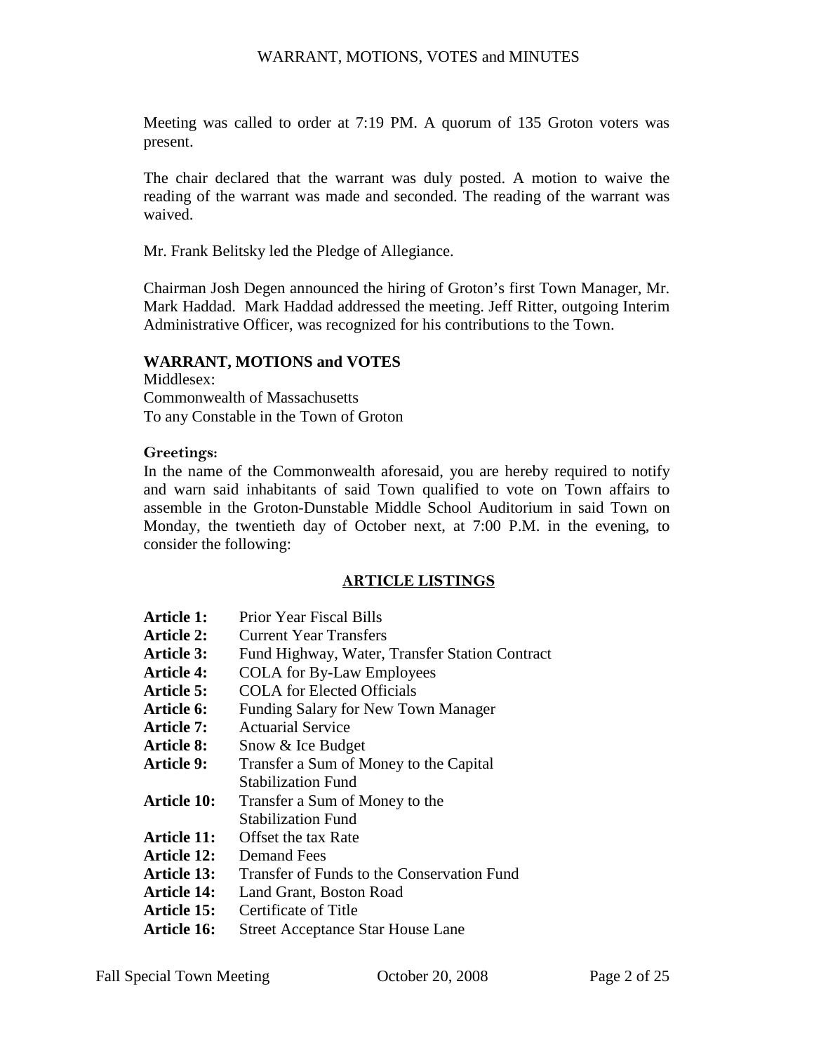Meeting was called to order at 7:19 PM. A quorum of 135 Groton voters was present.

The chair declared that the warrant was duly posted. A motion to waive the reading of the warrant was made and seconded. The reading of the warrant was waived.

Mr. Frank Belitsky led the Pledge of Allegiance.

Chairman Josh Degen announced the hiring of Groton's first Town Manager, Mr. Mark Haddad. Mark Haddad addressed the meeting. Jeff Ritter, outgoing Interim Administrative Officer, was recognized for his contributions to the Town.

## WARRANT, MOTIONS and VOTES

Middlesex:
Commonwealth of Massachusetts
To any Constable in the Town of Groton

**Greetings:**

In the name of the Commonwealth aforesaid, you are hereby required to notify and warn said inhabitants of said Town qualified to vote on Town affairs to assemble in the Groton-Dunstable Middle School Auditorium in said Town on Monday, the twentieth day of October next, at 7:00 P.M. in the evening, to consider the following:

## ARTICLE LISTINGS

- **Article 1:** Prior Year Fiscal Bills
- **Article 2:** Current Year Transfers
- **Article 3:** Fund Highway, Water, Transfer Station Contract
- **Article 4:** COLA for By-Law Employees
- **Article 5:** COLA for Elected Officials
- **Article 6:** Funding Salary for New Town Manager
- **Article 7:** Actuarial Service
- **Article 8:** Snow & Ice Budget
- **Article 9:** Transfer a Sum of Money to the Capital Stabilization Fund
- **Article 10:** Transfer a Sum of Money to the Stabilization Fund
- **Article 11:** Offset the tax Rate
- **Article 12:** Demand Fees
- **Article 13:** Transfer of Funds to the Conservation Fund
- **Article 14:** Land Grant, Boston Road
- **Article 15:** Certificate of Title
- **Article 16:** Street Acceptance Star House Lane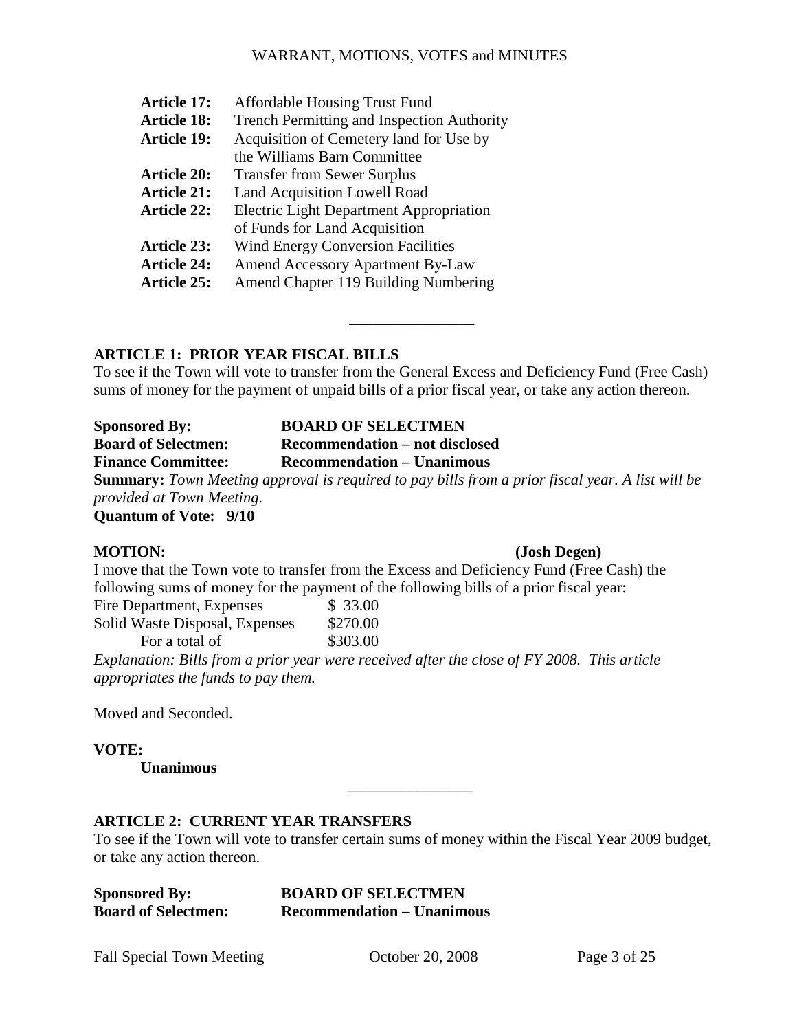| | |
|---|---|
| **Article 17:** | Affordable Housing Trust Fund |
| **Article 18:** | Trench Permitting and Inspection Authority |
| **Article 19:** | Acquisition of Cemetery land for Use by the Williams Barn Committee |
| **Article 20:** | Transfer from Sewer Surplus |
| **Article 21:** | Land Acquisition Lowell Road |
| **Article 22:** | Electric Light Department Appropriation of Funds for Land Acquisition |
| **Article 23:** | Wind Energy Conversion Facilities |
| **Article 24:** | Amend Accessory Apartment By-Law |
| **Article 25:** | Amend Chapter 119 Building Numbering |

---

## ARTICLE 1: PRIOR YEAR FISCAL BILLS

To see if the Town will vote to transfer from the General Excess and Deficiency Fund (Free Cash) sums of money for the payment of unpaid bills of a prior fiscal year, or take any action thereon.

**Sponsored By:** **BOARD OF SELECTMEN**
**Board of Selectmen:** **Recommendation – not disclosed**
**Finance Committee:** **Recommendation – Unanimous**

**Summary:** *Town Meeting approval is required to pay bills from a prior fiscal year. A list will be provided at Town Meeting.*

**Quantum of Vote: 9/10**

**MOTION:** **(Josh Degen)**

I move that the Town vote to transfer from the Excess and Deficiency Fund (Free Cash) the following sums of money for the payment of the following bills of a prior fiscal year:

| | |
|---|---|
| Fire Department, Expenses | $ 33.00 |
| Solid Waste Disposal, Expenses | $270.00 |
| For a total of | $303.00 |

*Explanation: Bills from a prior year were received after the close of FY 2008. This article appropriates the funds to pay them.*

Moved and Seconded.

**VOTE:**

**Unanimous**

---

## ARTICLE 2: CURRENT YEAR TRANSFERS

To see if the Town will vote to transfer certain sums of money within the Fiscal Year 2009 budget, or take any action thereon.

**Sponsored By:** **BOARD OF SELECTMEN**
**Board of Selectmen:** **Recommendation – Unanimous**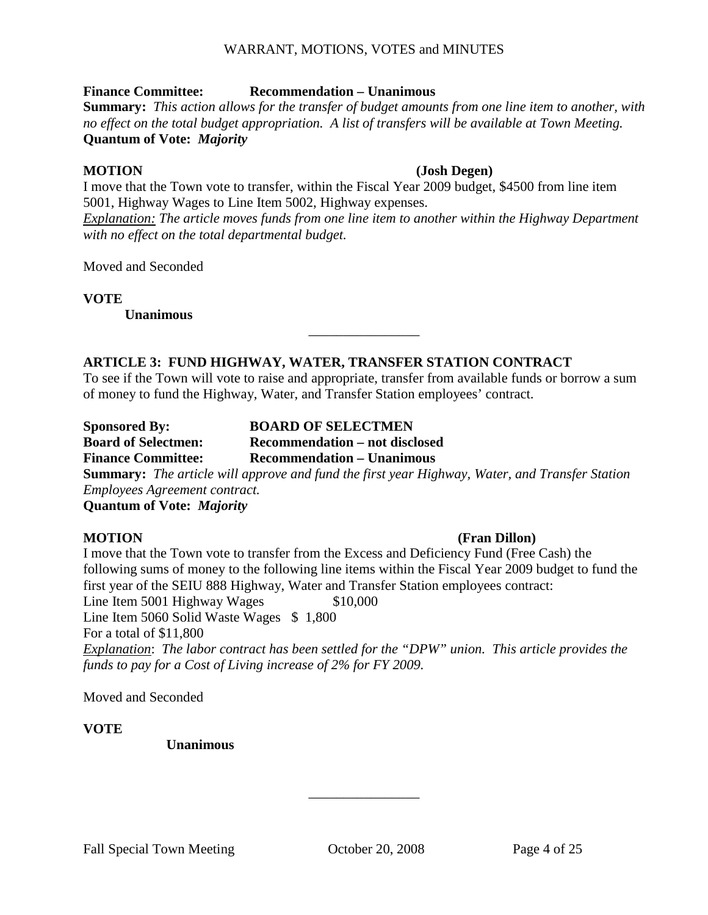**Finance Committee:** **Recommendation – Unanimous**

**Summary:** *This action allows for the transfer of budget amounts from one line item to another, with no effect on the total budget appropriation. A list of transfers will be available at Town Meeting.*

**Quantum of Vote:** ***Majority***

**MOTION** **(Josh Degen)**

I move that the Town vote to transfer, within the Fiscal Year 2009 budget, $4500 from line item 5001, Highway Wages to Line Item 5002, Highway expenses.

*Explanation: The article moves funds from one line item to another within the Highway Department with no effect on the total departmental budget.*

Moved and Seconded

**VOTE**

**Unanimous**

---

### ARTICLE 3: FUND HIGHWAY, WATER, TRANSFER STATION CONTRACT

To see if the Town will vote to raise and appropriate, transfer from available funds or borrow a sum of money to fund the Highway, Water, and Transfer Station employees' contract.

**Sponsored By:** **BOARD OF SELECTMEN**

**Board of Selectmen:** **Recommendation – not disclosed**

**Finance Committee:** **Recommendation – Unanimous**

**Summary:** *The article will approve and fund the first year Highway, Water, and Transfer Station Employees Agreement contract.*

**Quantum of Vote:** ***Majority***

**MOTION** **(Fran Dillon)**

I move that the Town vote to transfer from the Excess and Deficiency Fund (Free Cash) the following sums of money to the following line items within the Fiscal Year 2009 budget to fund the first year of the SEIU 888 Highway, Water and Transfer Station employees contract:

Line Item 5001 Highway Wages $10,000

Line Item 5060 Solid Waste Wages $ 1,800

For a total of $11,800

*Explanation: The labor contract has been settled for the "DPW" union. This article provides the funds to pay for a Cost of Living increase of 2% for FY 2009.*

Moved and Seconded

**VOTE**

**Unanimous**

---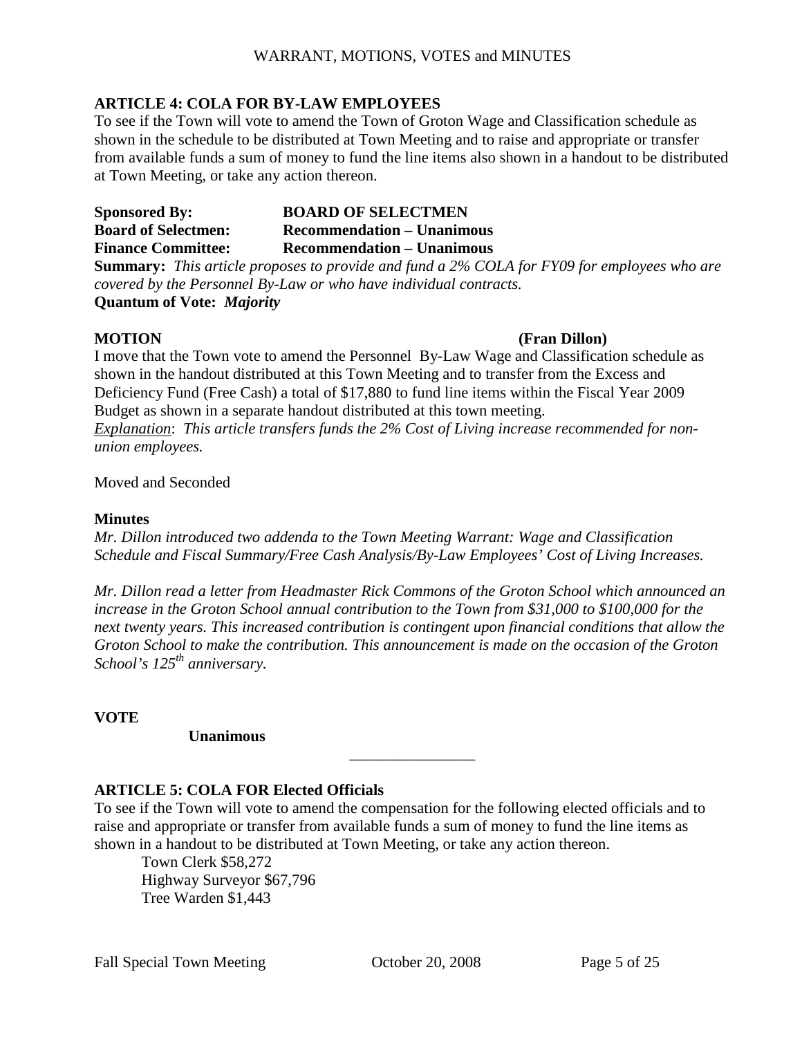## ARTICLE 4: COLA FOR BY-LAW EMPLOYEES

To see if the Town will vote to amend the Town of Groton Wage and Classification schedule as shown in the schedule to be distributed at Town Meeting and to raise and appropriate or transfer from available funds a sum of money to fund the line items also shown in a handout to be distributed at Town Meeting, or take any action thereon.

**Sponsored By:** **BOARD OF SELECTMEN**
**Board of Selectmen:** **Recommendation – Unanimous**
**Finance Committee:** **Recommendation – Unanimous**

**Summary:** *This article proposes to provide and fund a 2% COLA for FY09 for employees who are covered by the Personnel By-Law or who have individual contracts.*

**Quantum of Vote:** ***Majority***

**MOTION** **(Fran Dillon)**

I move that the Town vote to amend the Personnel By-Law Wage and Classification schedule as shown in the handout distributed at this Town Meeting and to transfer from the Excess and Deficiency Fund (Free Cash) a total of $17,880 to fund line items within the Fiscal Year 2009 Budget as shown in a separate handout distributed at this town meeting.

*Explanation*: *This article transfers funds the 2% Cost of Living increase recommended for non-union employees.*

Moved and Seconded

**Minutes**

*Mr. Dillon introduced two addenda to the Town Meeting Warrant: Wage and Classification Schedule and Fiscal Summary/Free Cash Analysis/By-Law Employees' Cost of Living Increases.*

*Mr. Dillon read a letter from Headmaster Rick Commons of the Groton School which announced an increase in the Groton School annual contribution to the Town from $31,000 to $100,000 for the next twenty years. This increased contribution is contingent upon financial conditions that allow the Groton School to make the contribution. This announcement is made on the occasion of the Groton School's 125th anniversary.*

**VOTE**

**Unanimous**

---

## ARTICLE 5: COLA FOR Elected Officials

To see if the Town will vote to amend the compensation for the following elected officials and to raise and appropriate or transfer from available funds a sum of money to fund the line items as shown in a handout to be distributed at Town Meeting, or take any action thereon.

Town Clerk $58,272
Highway Surveyor $67,796
Tree Warden $1,443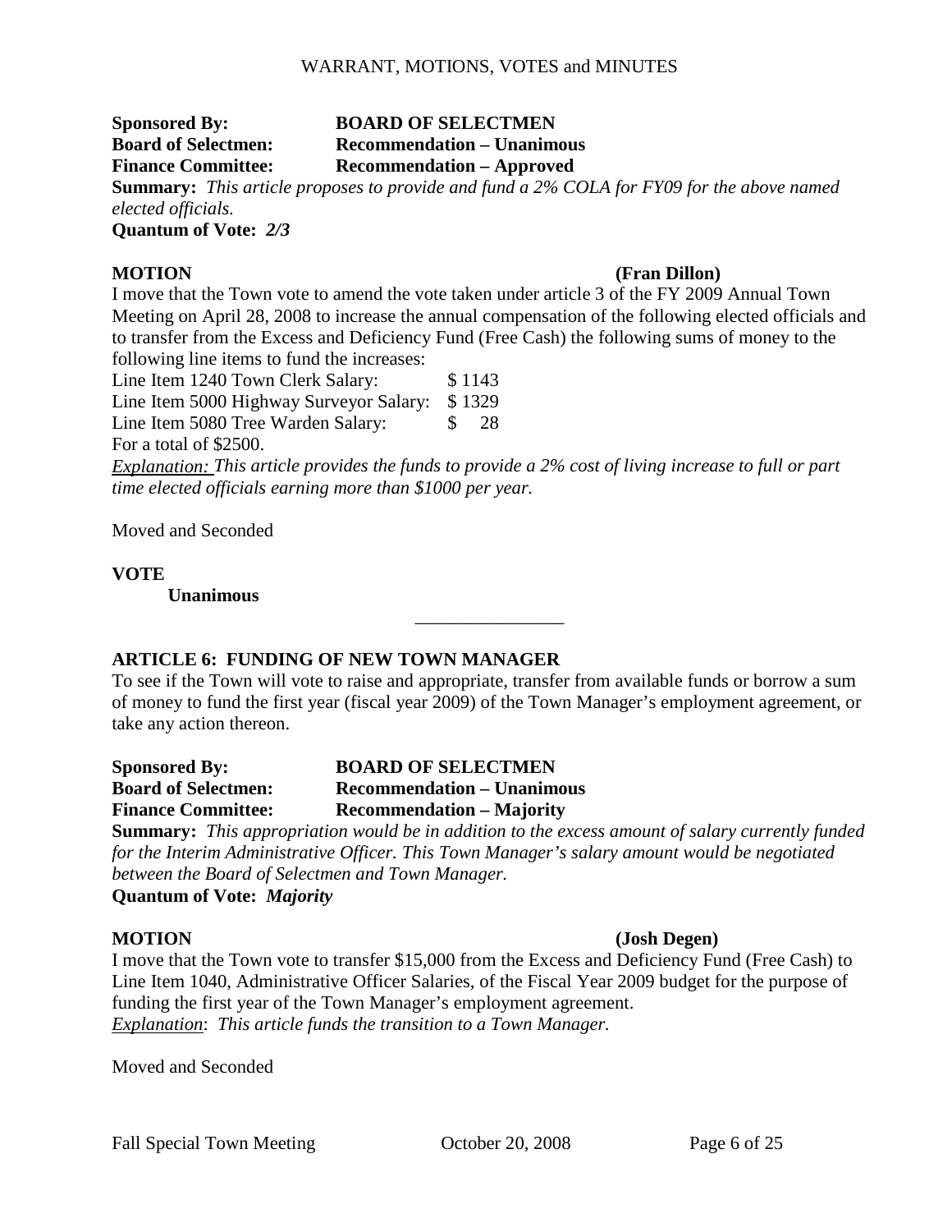**Sponsored By:** **BOARD OF SELECTMEN**
**Board of Selectmen:** **Recommendation – Unanimous**
**Finance Committee:** **Recommendation – Approved**
**Summary:** *This article proposes to provide and fund a 2% COLA for FY09 for the above named elected officials.*
**Quantum of Vote:** ***2/3***

**MOTION** **(Fran Dillon)**

I move that the Town vote to amend the vote taken under article 3 of the FY 2009 Annual Town Meeting on April 28, 2008 to increase the annual compensation of the following elected officials and to transfer from the Excess and Deficiency Fund (Free Cash) the following sums of money to the following line items to fund the increases:

Line Item 1240 Town Clerk Salary: $ 1143
Line Item 5000 Highway Surveyor Salary: $ 1329
Line Item 5080 Tree Warden Salary: $ 28
For a total of $2500.

<u>*Explanation:*</u> *This article provides the funds to provide a 2% cost of living increase to full or part time elected officials earning more than $1000 per year.*

Moved and Seconded

**VOTE**
**Unanimous**

---

## ARTICLE 6: FUNDING OF NEW TOWN MANAGER

To see if the Town will vote to raise and appropriate, transfer from available funds or borrow a sum of money to fund the first year (fiscal year 2009) of the Town Manager's employment agreement, or take any action thereon.

**Sponsored By:** **BOARD OF SELECTMEN**
**Board of Selectmen:** **Recommendation – Unanimous**
**Finance Committee:** **Recommendation – Majority**
**Summary:** *This appropriation would be in addition to the excess amount of salary currently funded for the Interim Administrative Officer. This Town Manager's salary amount would be negotiated between the Board of Selectmen and Town Manager.*
**Quantum of Vote:** ***Majority***

**MOTION** **(Josh Degen)**

I move that the Town vote to transfer $15,000 from the Excess and Deficiency Fund (Free Cash) to Line Item 1040, Administrative Officer Salaries, of the Fiscal Year 2009 budget for the purpose of funding the first year of the Town Manager's employment agreement.
<u>*Explanation*</u>: *This article funds the transition to a Town Manager.*

Moved and Seconded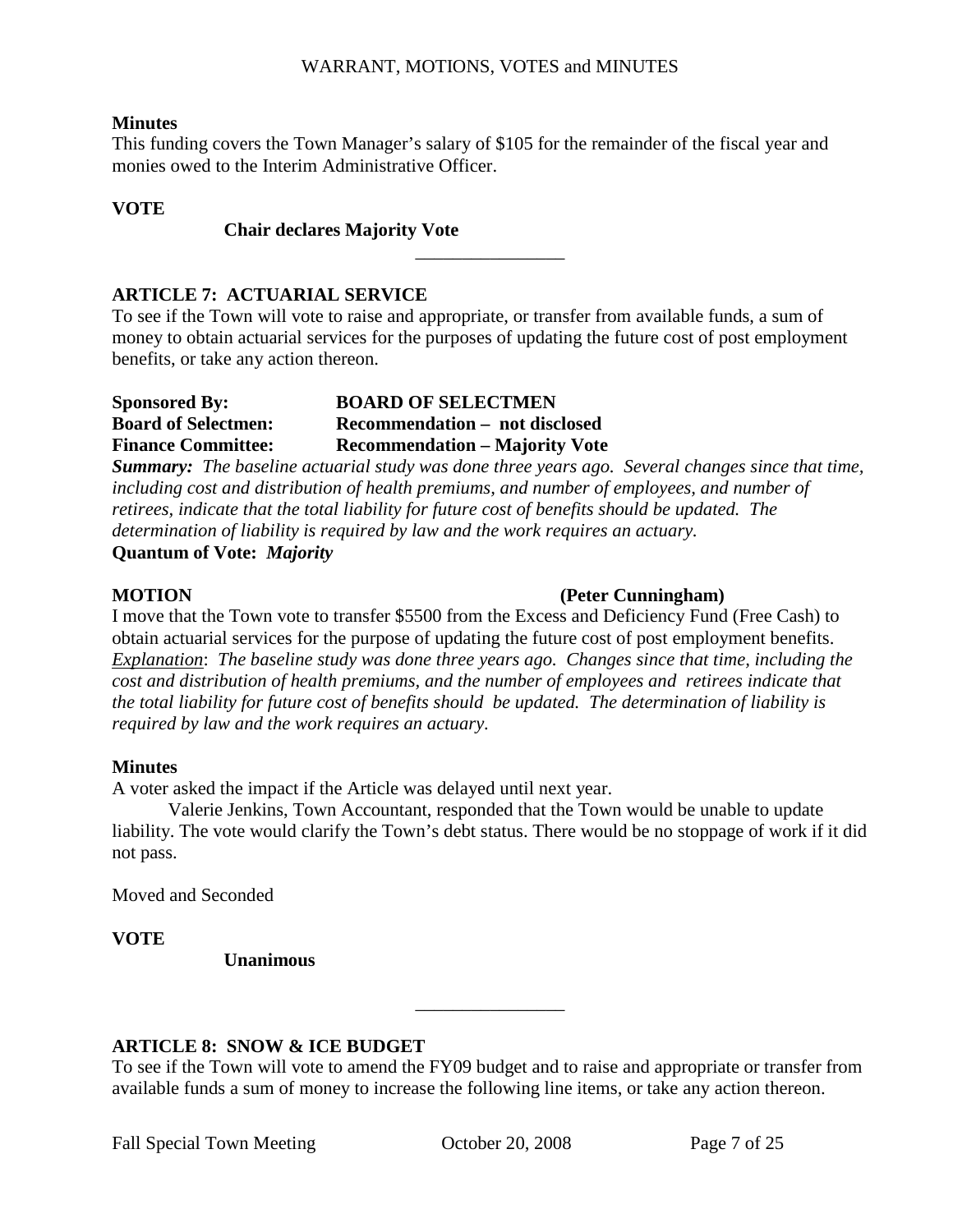**Minutes**

This funding covers the Town Manager's salary of $105 for the remainder of the fiscal year and monies owed to the Interim Administrative Officer.

**VOTE**

**Chair declares Majority Vote**

---

## ARTICLE 7: ACTUARIAL SERVICE

To see if the Town will vote to raise and appropriate, or transfer from available funds, a sum of money to obtain actuarial services for the purposes of updating the future cost of post employment benefits, or take any action thereon.

**Sponsored By:** **BOARD OF SELECTMEN**
**Board of Selectmen:** **Recommendation – not disclosed**
**Finance Committee:** **Recommendation – Majority Vote**

***Summary:*** *The baseline actuarial study was done three years ago. Several changes since that time, including cost and distribution of health premiums, and number of employees, and number of retirees, indicate that the total liability for future cost of benefits should be updated. The determination of liability is required by law and the work requires an actuary.*

**Quantum of Vote:** ***Majority***

**MOTION** **(Peter Cunningham)**

I move that the Town vote to transfer $5500 from the Excess and Deficiency Fund (Free Cash) to obtain actuarial services for the purpose of updating the future cost of post employment benefits.

Explanation: *The baseline study was done three years ago. Changes since that time, including the cost and distribution of health premiums, and the number of employees and retirees indicate that the total liability for future cost of benefits should be updated. The determination of liability is required by law and the work requires an actuary.*

**Minutes**

A voter asked the impact if the Article was delayed until next year.

Valerie Jenkins, Town Accountant, responded that the Town would be unable to update liability. The vote would clarify the Town's debt status. There would be no stoppage of work if it did not pass.

Moved and Seconded

**VOTE**

**Unanimous**

---

## ARTICLE 8: SNOW & ICE BUDGET

To see if the Town will vote to amend the FY09 budget and to raise and appropriate or transfer from available funds a sum of money to increase the following line items, or take any action thereon.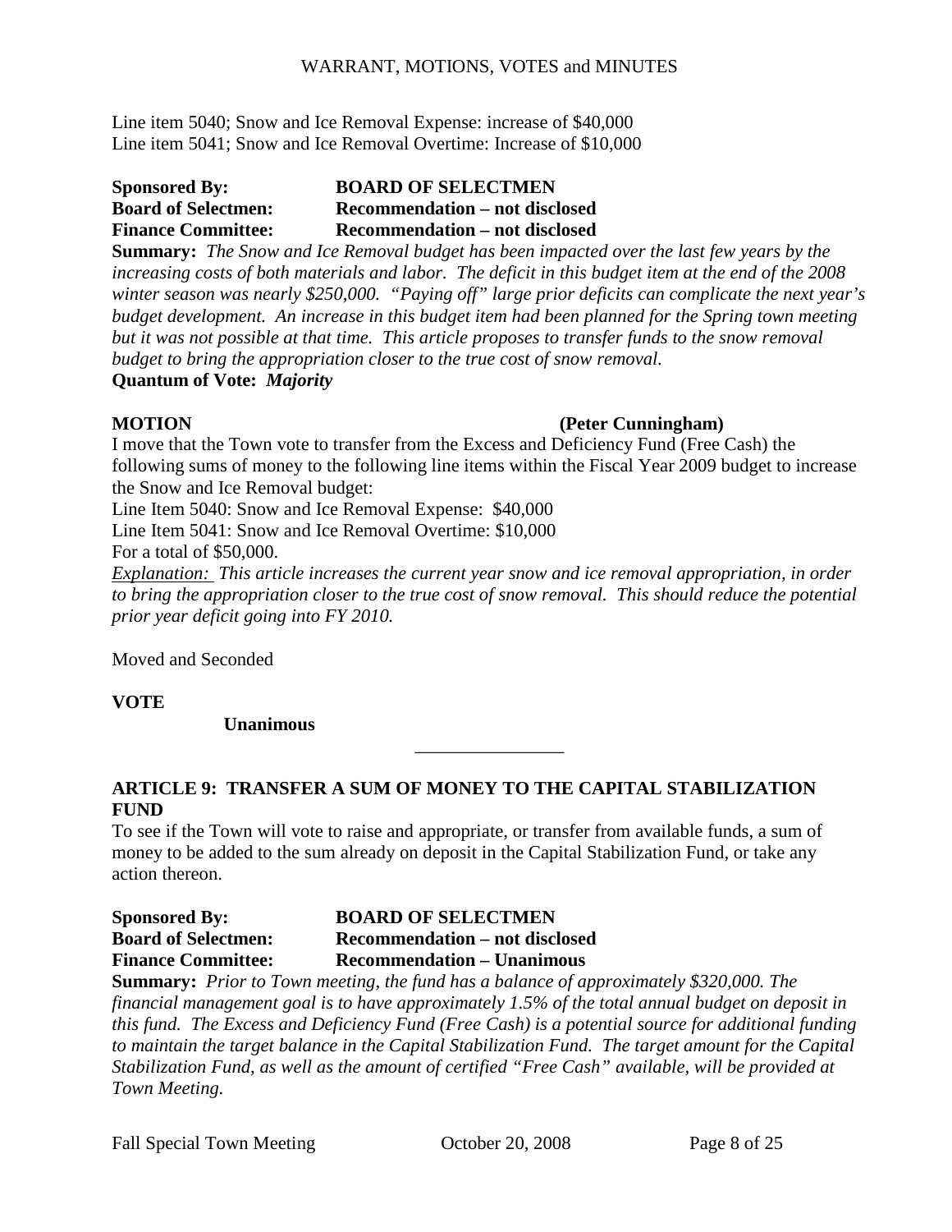Line item 5040; Snow and Ice Removal Expense: increase of $40,000
Line item 5041; Snow and Ice Removal Overtime: Increase of $10,000

**Sponsored By:** **BOARD OF SELECTMEN**
**Board of Selectmen:** **Recommendation – not disclosed**
**Finance Committee:** **Recommendation – not disclosed**

**Summary:** *The Snow and Ice Removal budget has been impacted over the last few years by the increasing costs of both materials and labor. The deficit in this budget item at the end of the 2008 winter season was nearly $250,000. "Paying off" large prior deficits can complicate the next year's budget development. An increase in this budget item had been planned for the Spring town meeting but it was not possible at that time. This article proposes to transfer funds to the snow removal budget to bring the appropriation closer to the true cost of snow removal.*

**Quantum of Vote:** ***Majority***

**MOTION** **(Peter Cunningham)**

I move that the Town vote to transfer from the Excess and Deficiency Fund (Free Cash) the following sums of money to the following line items within the Fiscal Year 2009 budget to increase the Snow and Ice Removal budget:

Line Item 5040: Snow and Ice Removal Expense: $40,000
Line Item 5041: Snow and Ice Removal Overtime: $10,000
For a total of $50,000.

*Explanation: This article increases the current year snow and ice removal appropriation, in order to bring the appropriation closer to the true cost of snow removal. This should reduce the potential prior year deficit going into FY 2010.*

Moved and Seconded

**VOTE**

**Unanimous**

---

## ARTICLE 9: TRANSFER A SUM OF MONEY TO THE CAPITAL STABILIZATION FUND

To see if the Town will vote to raise and appropriate, or transfer from available funds, a sum of money to be added to the sum already on deposit in the Capital Stabilization Fund, or take any action thereon.

**Sponsored By:** **BOARD OF SELECTMEN**
**Board of Selectmen:** **Recommendation – not disclosed**
**Finance Committee:** **Recommendation – Unanimous**

**Summary:** *Prior to Town meeting, the fund has a balance of approximately $320,000. The financial management goal is to have approximately 1.5% of the total annual budget on deposit in this fund. The Excess and Deficiency Fund (Free Cash) is a potential source for additional funding to maintain the target balance in the Capital Stabilization Fund. The target amount for the Capital Stabilization Fund, as well as the amount of certified "Free Cash" available, will be provided at Town Meeting.*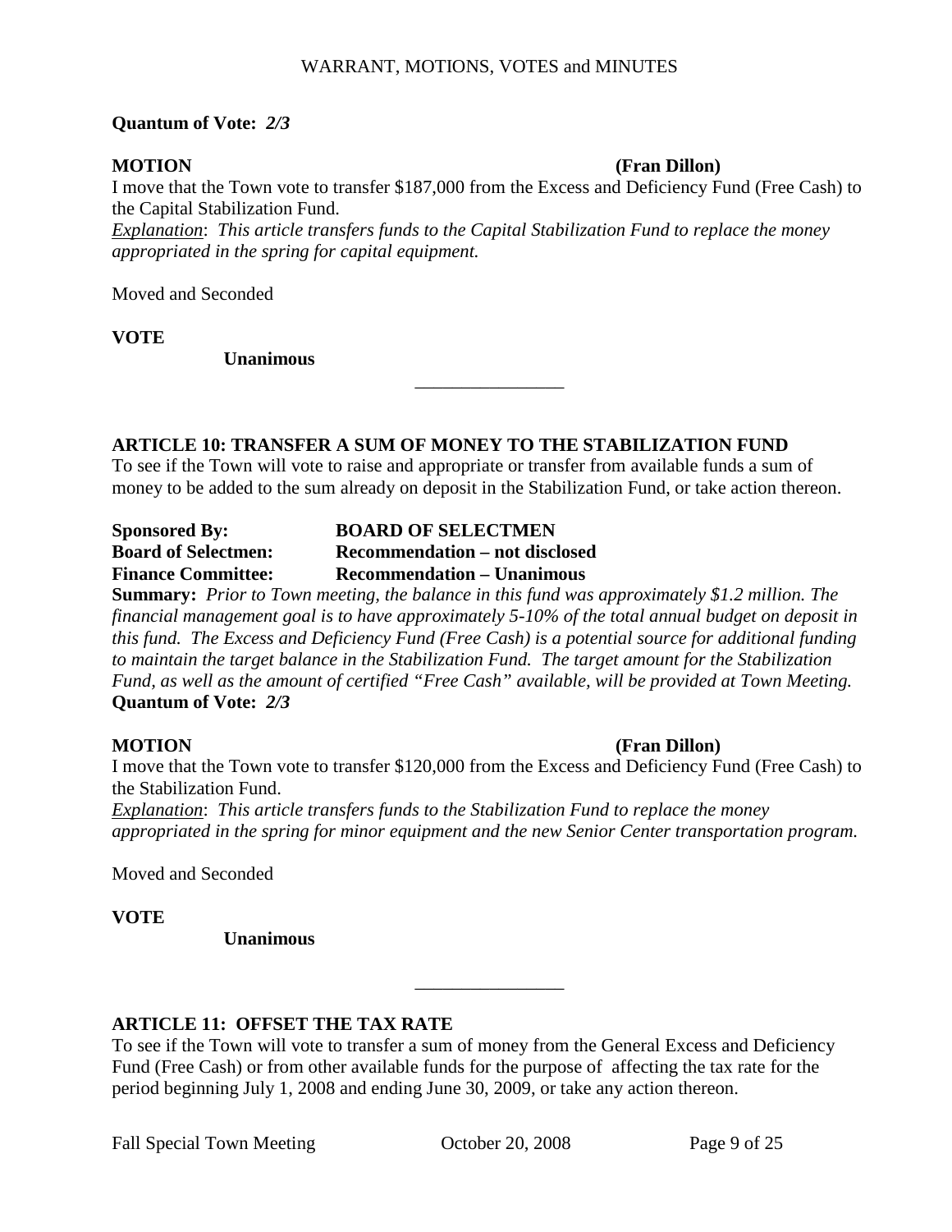**Quantum of Vote:** ***2/3***

**MOTION** **(Fran Dillon)**

I move that the Town vote to transfer $187,000 from the Excess and Deficiency Fund (Free Cash) to the Capital Stabilization Fund.

*Explanation*: *This article transfers funds to the Capital Stabilization Fund to replace the money appropriated in the spring for capital equipment.*

Moved and Seconded

**VOTE**

**Unanimous**

---

## ARTICLE 10: TRANSFER A SUM OF MONEY TO THE STABILIZATION FUND

To see if the Town will vote to raise and appropriate or transfer from available funds a sum of money to be added to the sum already on deposit in the Stabilization Fund, or take action thereon.

**Sponsored By:** **BOARD OF SELECTMEN**
**Board of Selectmen:** **Recommendation – not disclosed**
**Finance Committee:** **Recommendation – Unanimous**

**Summary:** *Prior to Town meeting, the balance in this fund was approximately $1.2 million. The financial management goal is to have approximately 5-10% of the total annual budget on deposit in this fund. The Excess and Deficiency Fund (Free Cash) is a potential source for additional funding to maintain the target balance in the Stabilization Fund. The target amount for the Stabilization Fund, as well as the amount of certified "Free Cash" available, will be provided at Town Meeting.*
**Quantum of Vote:** ***2/3***

**MOTION** **(Fran Dillon)**

I move that the Town vote to transfer $120,000 from the Excess and Deficiency Fund (Free Cash) to the Stabilization Fund.

*Explanation*: *This article transfers funds to the Stabilization Fund to replace the money appropriated in the spring for minor equipment and the new Senior Center transportation program.*

Moved and Seconded

**VOTE**

**Unanimous**

---

## ARTICLE 11: OFFSET THE TAX RATE

To see if the Town will vote to transfer a sum of money from the General Excess and Deficiency Fund (Free Cash) or from other available funds for the purpose of affecting the tax rate for the period beginning July 1, 2008 and ending June 30, 2009, or take any action thereon.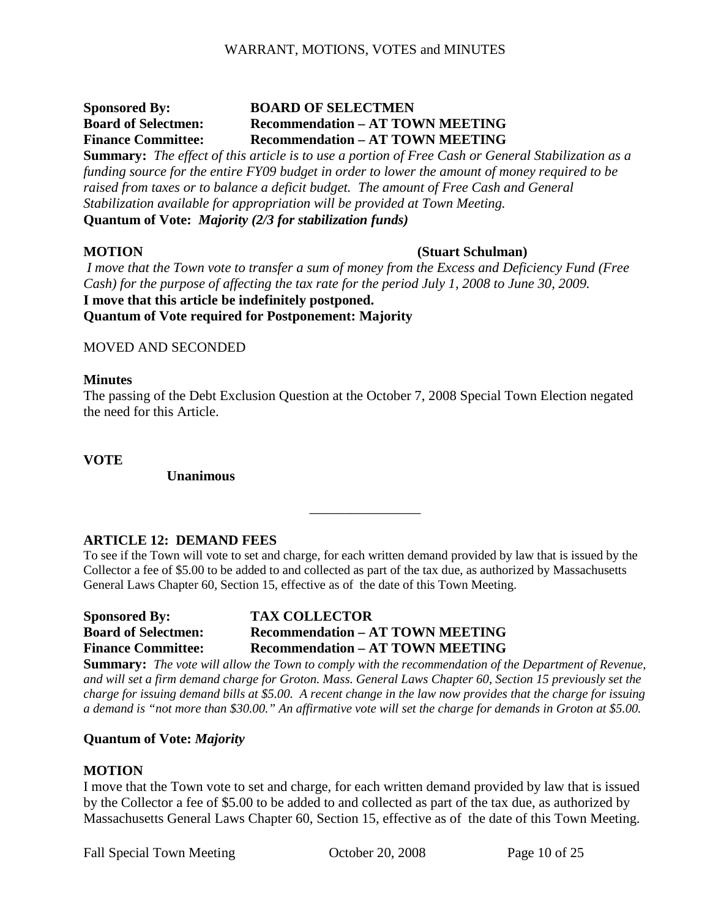**Sponsored By:** **BOARD OF SELECTMEN**
**Board of Selectmen:** **Recommendation – AT TOWN MEETING**
**Finance Committee:** **Recommendation – AT TOWN MEETING**

**Summary:** *The effect of this article is to use a portion of Free Cash or General Stabilization as a funding source for the entire FY09 budget in order to lower the amount of money required to be raised from taxes or to balance a deficit budget. The amount of Free Cash and General Stabilization available for appropriation will be provided at Town Meeting.*

**Quantum of Vote:** ***Majority (2/3 for stabilization funds)***

**MOTION** **(Stuart Schulman)**

*I move that the Town vote to transfer a sum of money from the Excess and Deficiency Fund (Free Cash) for the purpose of affecting the tax rate for the period July 1, 2008 to June 30, 2009.*

**I move that this article be indefinitely postponed.**

**Quantum of Vote required for Postponement: Majority**

MOVED AND SECONDED

**Minutes**

The passing of the Debt Exclusion Question at the October 7, 2008 Special Town Election negated the need for this Article.

**VOTE**

**Unanimous**

---

### ARTICLE 12: DEMAND FEES

To see if the Town will vote to set and charge, for each written demand provided by law that is issued by the Collector a fee of $5.00 to be added to and collected as part of the tax due, as authorized by Massachusetts General Laws Chapter 60, Section 15, effective as of the date of this Town Meeting.

**Sponsored By:** **TAX COLLECTOR**
**Board of Selectmen:** **Recommendation – AT TOWN MEETING**
**Finance Committee:** **Recommendation – AT TOWN MEETING**

**Summary:** *The vote will allow the Town to comply with the recommendation of the Department of Revenue, and will set a firm demand charge for Groton. Mass. General Laws Chapter 60, Section 15 previously set the charge for issuing demand bills at $5.00. A recent change in the law now provides that the charge for issuing a demand is "not more than $30.00." An affirmative vote will set the charge for demands in Groton at $5.00.*

**Quantum of Vote:** ***Majority***

**MOTION**

I move that the Town vote to set and charge, for each written demand provided by law that is issued by the Collector a fee of $5.00 to be added to and collected as part of the tax due, as authorized by Massachusetts General Laws Chapter 60, Section 15, effective as of the date of this Town Meeting.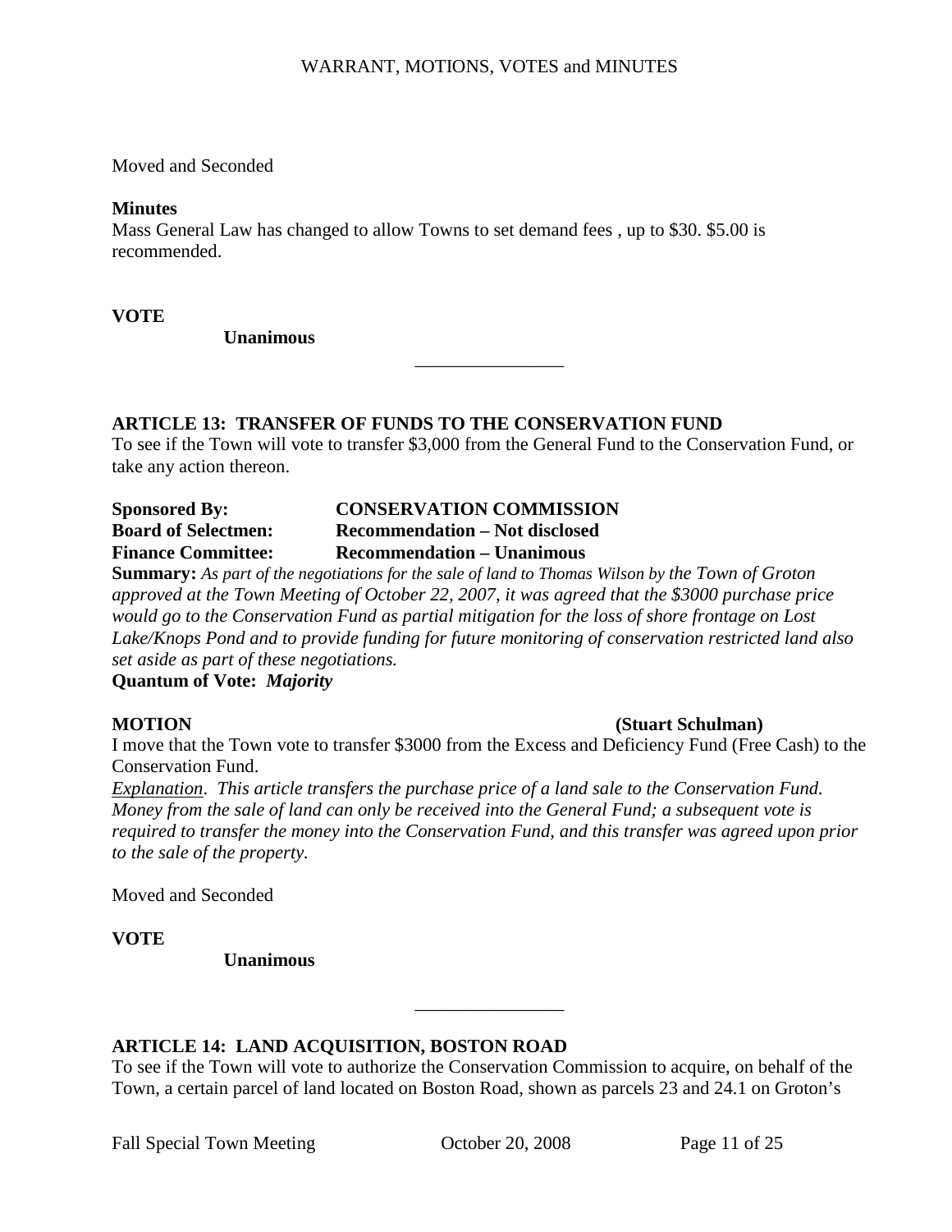Moved and Seconded

**Minutes**
Mass General Law has changed to allow Towns to set demand fees , up to $30. $5.00 is recommended.

**VOTE**

**Unanimous**

---

## ARTICLE 13: TRANSFER OF FUNDS TO THE CONSERVATION FUND

To see if the Town will vote to transfer $3,000 from the General Fund to the Conservation Fund, or take any action thereon.

**Sponsored By:** **CONSERVATION COMMISSION**
**Board of Selectmen:** **Recommendation – Not disclosed**
**Finance Committee:** **Recommendation – Unanimous**

**Summary:** *As part of the negotiations for the sale of land to Thomas Wilson by the Town of Groton approved at the Town Meeting of October 22, 2007, it was agreed that the $3000 purchase price would go to the Conservation Fund as partial mitigation for the loss of shore frontage on Lost Lake/Knops Pond and to provide funding for future monitoring of conservation restricted land also set aside as part of these negotiations.*

**Quantum of Vote:** ***Majority***

**MOTION** **(Stuart Schulman)**

I move that the Town vote to transfer $3000 from the Excess and Deficiency Fund (Free Cash) to the Conservation Fund.

*Explanation. This article transfers the purchase price of a land sale to the Conservation Fund. Money from the sale of land can only be received into the General Fund; a subsequent vote is required to transfer the money into the Conservation Fund, and this transfer was agreed upon prior to the sale of the property.*

Moved and Seconded

**VOTE**

**Unanimous**

---

## ARTICLE 14: LAND ACQUISITION, BOSTON ROAD

To see if the Town will vote to authorize the Conservation Commission to acquire, on behalf of the Town, a certain parcel of land located on Boston Road, shown as parcels 23 and 24.1 on Groton's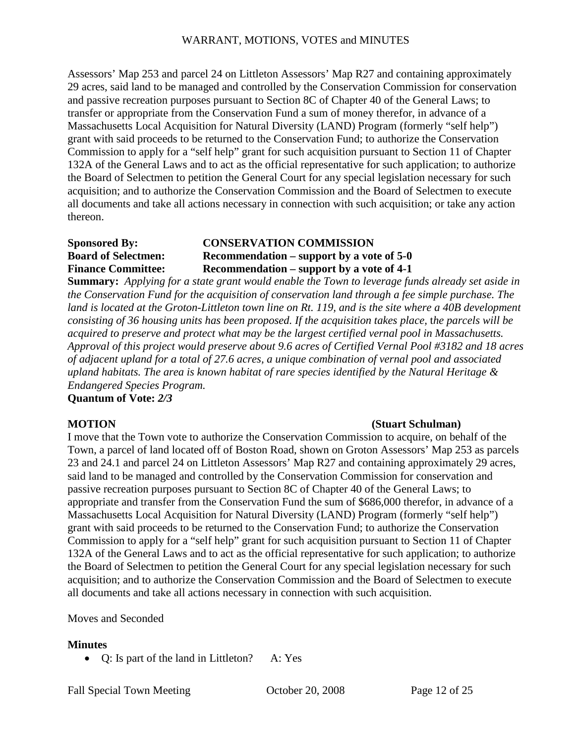Assessors' Map 253 and parcel 24 on Littleton Assessors' Map R27 and containing approximately 29 acres, said land to be managed and controlled by the Conservation Commission for conservation and passive recreation purposes pursuant to Section 8C of Chapter 40 of the General Laws; to transfer or appropriate from the Conservation Fund a sum of money therefor, in advance of a Massachusetts Local Acquisition for Natural Diversity (LAND) Program (formerly "self help") grant with said proceeds to be returned to the Conservation Fund; to authorize the Conservation Commission to apply for a "self help" grant for such acquisition pursuant to Section 11 of Chapter 132A of the General Laws and to act as the official representative for such application; to authorize the Board of Selectmen to petition the General Court for any special legislation necessary for such acquisition; and to authorize the Conservation Commission and the Board of Selectmen to execute all documents and take all actions necessary in connection with such acquisition; or take any action thereon.

**Sponsored By:** **CONSERVATION COMMISSION**
**Board of Selectmen:** **Recommendation – support by a vote of 5-0**
**Finance Committee:** **Recommendation – support by a vote of 4-1**

**Summary:** *Applying for a state grant would enable the Town to leverage funds already set aside in the Conservation Fund for the acquisition of conservation land through a fee simple purchase. The land is located at the Groton-Littleton town line on Rt. 119, and is the site where a 40B development consisting of 36 housing units has been proposed. If the acquisition takes place, the parcels will be acquired to preserve and protect what may be the largest certified vernal pool in Massachusetts. Approval of this project would preserve about 9.6 acres of Certified Vernal Pool #3182 and 18 acres of adjacent upland for a total of 27.6 acres, a unique combination of vernal pool and associated upland habitats. The area is known habitat of rare species identified by the Natural Heritage & Endangered Species Program.*

**Quantum of Vote:** ***2/3***

**MOTION** **(Stuart Schulman)**

I move that the Town vote to authorize the Conservation Commission to acquire, on behalf of the Town, a parcel of land located off of Boston Road, shown on Groton Assessors' Map 253 as parcels 23 and 24.1 and parcel 24 on Littleton Assessors' Map R27 and containing approximately 29 acres, said land to be managed and controlled by the Conservation Commission for conservation and passive recreation purposes pursuant to Section 8C of Chapter 40 of the General Laws; to appropriate and transfer from the Conservation Fund the sum of $686,000 therefor, in advance of a Massachusetts Local Acquisition for Natural Diversity (LAND) Program (formerly "self help") grant with said proceeds to be returned to the Conservation Fund; to authorize the Conservation Commission to apply for a "self help" grant for such acquisition pursuant to Section 11 of Chapter 132A of the General Laws and to act as the official representative for such application; to authorize the Board of Selectmen to petition the General Court for any special legislation necessary for such acquisition; and to authorize the Conservation Commission and the Board of Selectmen to execute all documents and take all actions necessary in connection with such acquisition.

Moves and Seconded

**Minutes**

- Q: Is part of the land in Littleton? A: Yes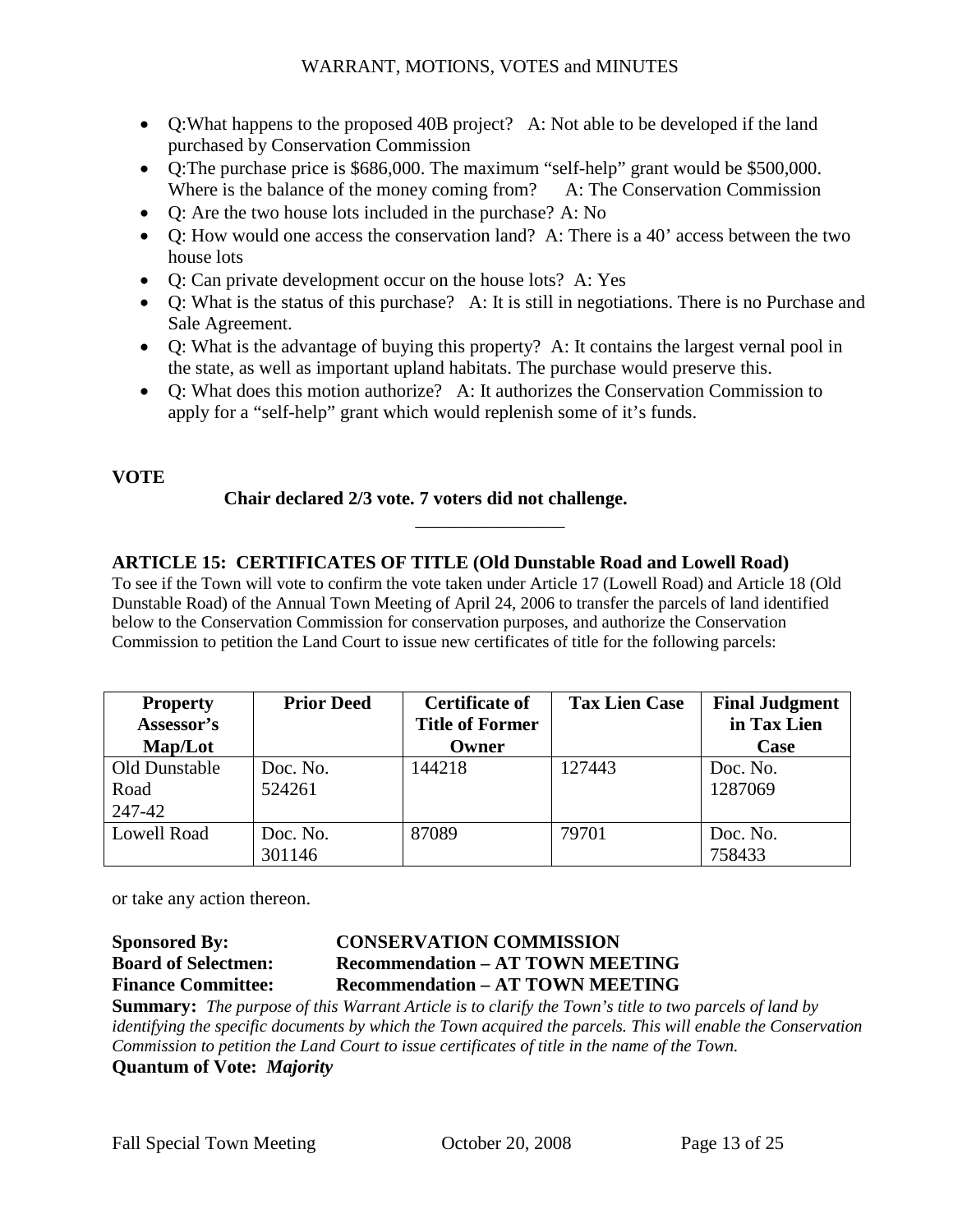- Q:What happens to the proposed 40B project? A: Not able to be developed if the land purchased by Conservation Commission
- Q:The purchase price is $686,000. The maximum "self-help" grant would be $500,000. Where is the balance of the money coming from? A: The Conservation Commission
- Q: Are the two house lots included in the purchase? A: No
- Q: How would one access the conservation land? A: There is a 40' access between the two house lots
- Q: Can private development occur on the house lots? A: Yes
- Q: What is the status of this purchase? A: It is still in negotiations. There is no Purchase and Sale Agreement.
- Q: What is the advantage of buying this property? A: It contains the largest vernal pool in the state, as well as important upland habitats. The purchase would preserve this.
- Q: What does this motion authorize? A: It authorizes the Conservation Commission to apply for a "self-help" grant which would replenish some of it's funds.

**VOTE**

**Chair declared 2/3 vote. 7 voters did not challenge.**

---

**ARTICLE 15: CERTIFICATES OF TITLE (Old Dunstable Road and Lowell Road)**

To see if the Town will vote to confirm the vote taken under Article 17 (Lowell Road) and Article 18 (Old Dunstable Road) of the Annual Town Meeting of April 24, 2006 to transfer the parcels of land identified below to the Conservation Commission for conservation purposes, and authorize the Conservation Commission to petition the Land Court to issue new certificates of title for the following parcels:

| Property Assessor's Map/Lot | Prior Deed | Certificate of Title of Former Owner | Tax Lien Case | Final Judgment in Tax Lien Case |
|---|---|---|---|---|
| Old Dunstable Road 247-42 | Doc. No. 524261 | 144218 | 127443 | Doc. No. 1287069 |
| Lowell Road | Doc. No. 301146 | 87089 | 79701 | Doc. No. 758433 |

or take any action thereon.

**Sponsored By:** **CONSERVATION COMMISSION**
**Board of Selectmen:** **Recommendation – AT TOWN MEETING**
**Finance Committee:** **Recommendation – AT TOWN MEETING**

**Summary:** *The purpose of this Warrant Article is to clarify the Town's title to two parcels of land by identifying the specific documents by which the Town acquired the parcels. This will enable the Conservation Commission to petition the Land Court to issue certificates of title in the name of the Town.*

**Quantum of Vote:** ***Majority***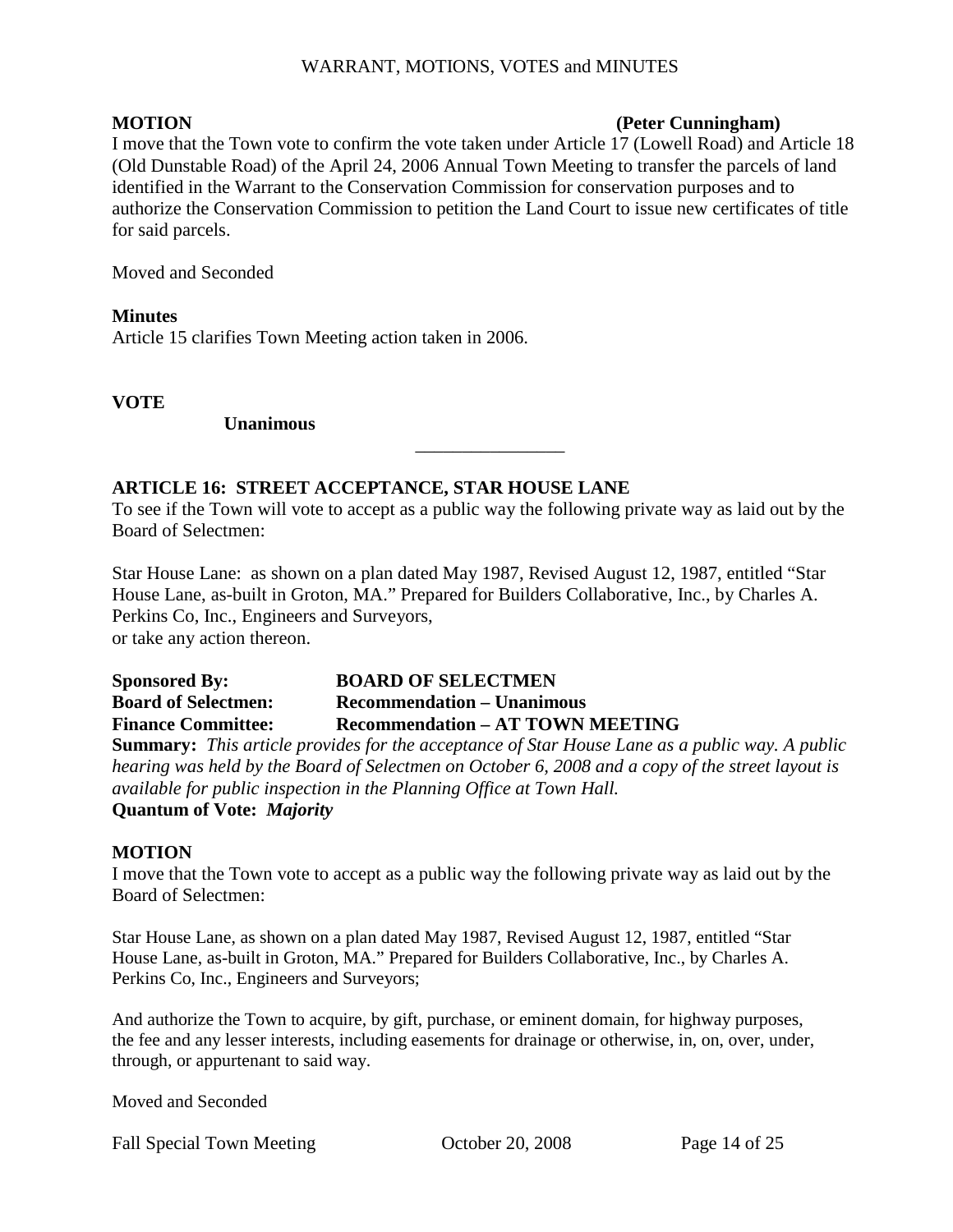**MOTION** **(Peter Cunningham)**

I move that the Town vote to confirm the vote taken under Article 17 (Lowell Road) and Article 18 (Old Dunstable Road) of the April 24, 2006 Annual Town Meeting to transfer the parcels of land identified in the Warrant to the Conservation Commission for conservation purposes and to authorize the Conservation Commission to petition the Land Court to issue new certificates of title for said parcels.

Moved and Seconded

**Minutes**

Article 15 clarifies Town Meeting action taken in 2006.

**VOTE**

**Unanimous**

---

**ARTICLE 16: STREET ACCEPTANCE, STAR HOUSE LANE**

To see if the Town will vote to accept as a public way the following private way as laid out by the Board of Selectmen:

Star House Lane: as shown on a plan dated May 1987, Revised August 12, 1987, entitled "Star House Lane, as-built in Groton, MA." Prepared for Builders Collaborative, Inc., by Charles A. Perkins Co, Inc., Engineers and Surveyors,
or take any action thereon.

**Sponsored By:** **BOARD OF SELECTMEN**
**Board of Selectmen:** **Recommendation – Unanimous**
**Finance Committee:** **Recommendation – AT TOWN MEETING**

**Summary:** *This article provides for the acceptance of Star House Lane as a public way. A public hearing was held by the Board of Selectmen on October 6, 2008 and a copy of the street layout is available for public inspection in the Planning Office at Town Hall.*

**Quantum of Vote:** ***Majority***

**MOTION**

I move that the Town vote to accept as a public way the following private way as laid out by the Board of Selectmen:

Star House Lane, as shown on a plan dated May 1987, Revised August 12, 1987, entitled "Star House Lane, as-built in Groton, MA." Prepared for Builders Collaborative, Inc., by Charles A. Perkins Co, Inc., Engineers and Surveyors;

And authorize the Town to acquire, by gift, purchase, or eminent domain, for highway purposes, the fee and any lesser interests, including easements for drainage or otherwise, in, on, over, under, through, or appurtenant to said way.

Moved and Seconded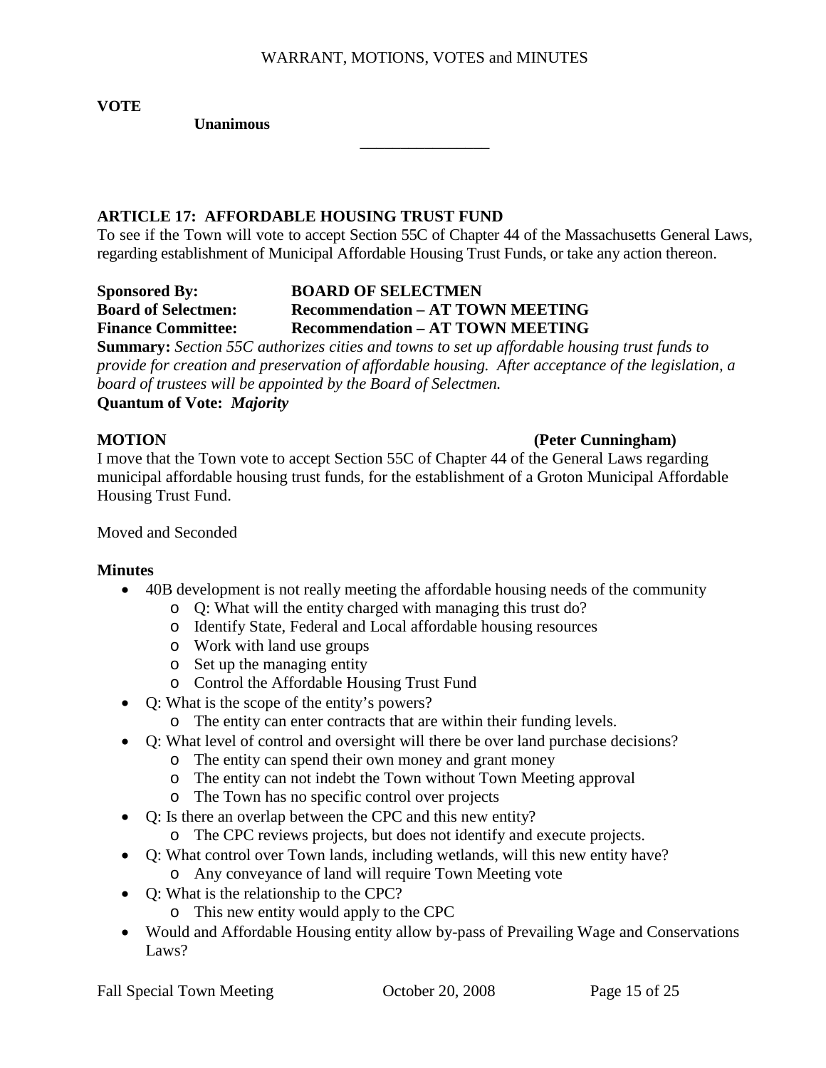**VOTE**

**Unanimous**

---

## ARTICLE 17: AFFORDABLE HOUSING TRUST FUND

To see if the Town will vote to accept Section 55C of Chapter 44 of the Massachusetts General Laws, regarding establishment of Municipal Affordable Housing Trust Funds, or take any action thereon.

**Sponsored By:** **BOARD OF SELECTMEN**
**Board of Selectmen:** **Recommendation – AT TOWN MEETING**
**Finance Committee:** **Recommendation – AT TOWN MEETING**

**Summary:** *Section 55C authorizes cities and towns to set up affordable housing trust funds to provide for creation and preservation of affordable housing. After acceptance of the legislation, a board of trustees will be appointed by the Board of Selectmen.*

**Quantum of Vote:** ***Majority***

**MOTION** **(Peter Cunningham)**

I move that the Town vote to accept Section 55C of Chapter 44 of the General Laws regarding municipal affordable housing trust funds, for the establishment of a Groton Municipal Affordable Housing Trust Fund.

Moved and Seconded

**Minutes**

- 40B development is not really meeting the affordable housing needs of the community
  - Q: What will the entity charged with managing this trust do?
  - Identify State, Federal and Local affordable housing resources
  - Work with land use groups
  - Set up the managing entity
  - Control the Affordable Housing Trust Fund
- Q: What is the scope of the entity's powers?
  - The entity can enter contracts that are within their funding levels.
- Q: What level of control and oversight will there be over land purchase decisions?
  - The entity can spend their own money and grant money
  - The entity can not indebt the Town without Town Meeting approval
  - The Town has no specific control over projects
- Q: Is there an overlap between the CPC and this new entity?
  - The CPC reviews projects, but does not identify and execute projects.
- Q: What control over Town lands, including wetlands, will this new entity have?
  - Any conveyance of land will require Town Meeting vote
- Q: What is the relationship to the CPC?
  - This new entity would apply to the CPC
- Would and Affordable Housing entity allow by-pass of Prevailing Wage and Conservations Laws?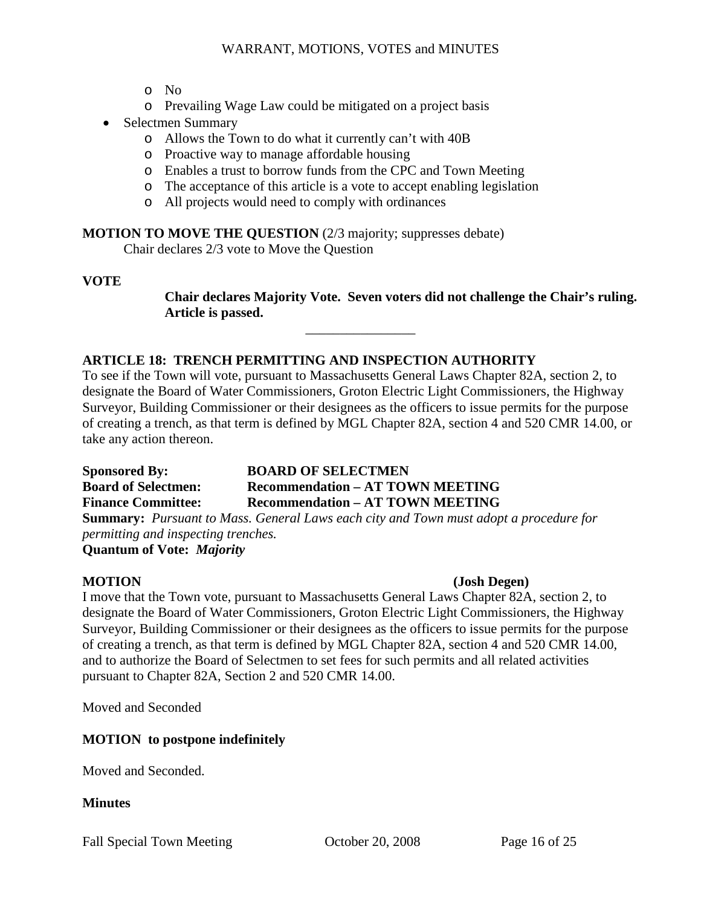- No
- Prevailing Wage Law could be mitigated on a project basis

- Selectmen Summary
  - Allows the Town to do what it currently can't with 40B
  - Proactive way to manage affordable housing
  - Enables a trust to borrow funds from the CPC and Town Meeting
  - The acceptance of this article is a vote to accept enabling legislation
  - All projects would need to comply with ordinances

**MOTION TO MOVE THE QUESTION** (2/3 majority; suppresses debate)

Chair declares 2/3 vote to Move the Question

**VOTE**

**Chair declares Majority Vote. Seven voters did not challenge the Chair's ruling. Article is passed.**

________________

**ARTICLE 18: TRENCH PERMITTING AND INSPECTION AUTHORITY**

To see if the Town will vote, pursuant to Massachusetts General Laws Chapter 82A, section 2, to designate the Board of Water Commissioners, Groton Electric Light Commissioners, the Highway Surveyor, Building Commissioner or their designees as the officers to issue permits for the purpose of creating a trench, as that term is defined by MGL Chapter 82A, section 4 and 520 CMR 14.00, or take any action thereon.

**Sponsored By:** **BOARD OF SELECTMEN**
**Board of Selectmen:** **Recommendation – AT TOWN MEETING**
**Finance Committee:** **Recommendation – AT TOWN MEETING**
**Summary:** *Pursuant to Mass. General Laws each city and Town must adopt a procedure for permitting and inspecting trenches.*
**Quantum of Vote:** ***Majority***

**MOTION** **(Josh Degen)**

I move that the Town vote, pursuant to Massachusetts General Laws Chapter 82A, section 2, to designate the Board of Water Commissioners, Groton Electric Light Commissioners, the Highway Surveyor, Building Commissioner or their designees as the officers to issue permits for the purpose of creating a trench, as that term is defined by MGL Chapter 82A, section 4 and 520 CMR 14.00, and to authorize the Board of Selectmen to set fees for such permits and all related activities pursuant to Chapter 82A, Section 2 and 520 CMR 14.00.

Moved and Seconded

**MOTION to postpone indefinitely**

Moved and Seconded.

**Minutes**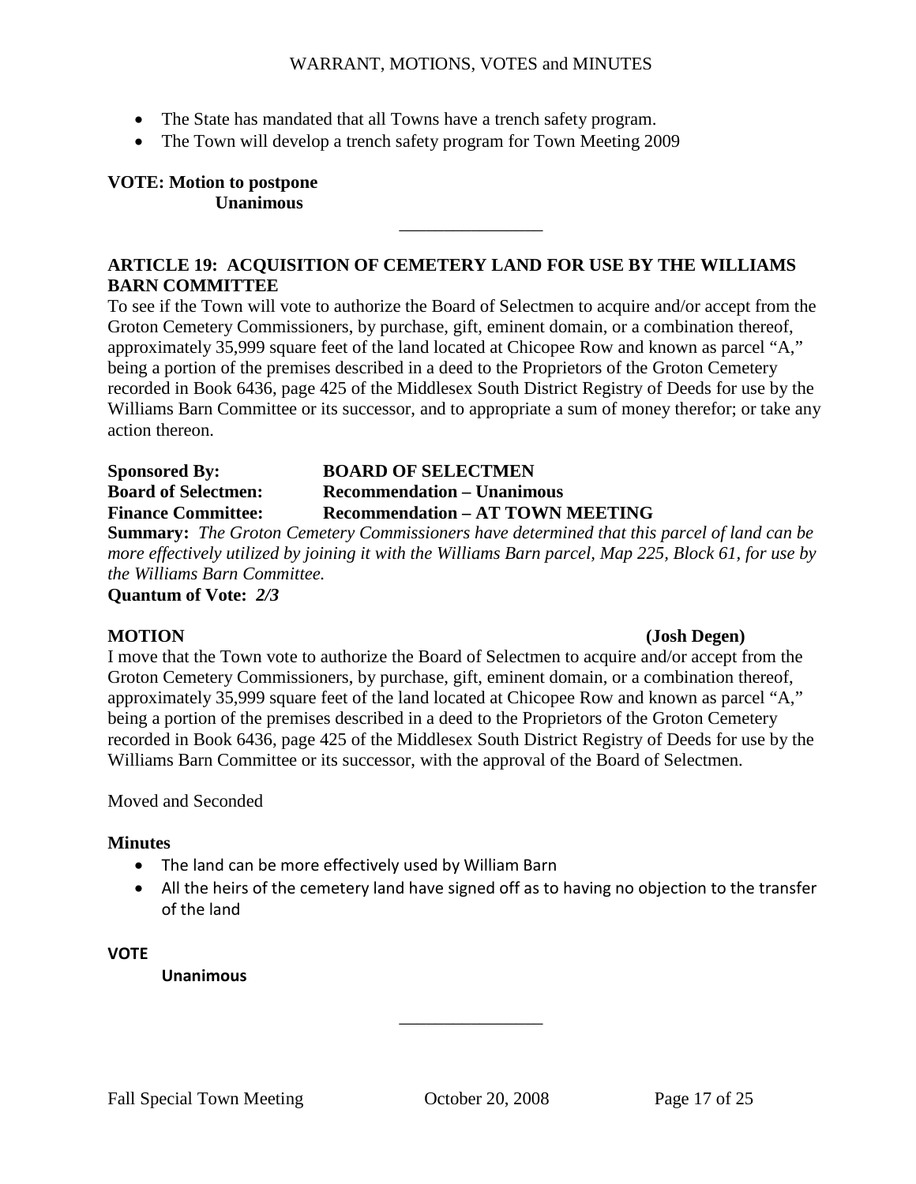- The State has mandated that all Towns have a trench safety program.
- The Town will develop a trench safety program for Town Meeting 2009

**VOTE: Motion to postpone**
**Unanimous**

---

### ARTICLE 19: ACQUISITION OF CEMETERY LAND FOR USE BY THE WILLIAMS BARN COMMITTEE

To see if the Town will vote to authorize the Board of Selectmen to acquire and/or accept from the Groton Cemetery Commissioners, by purchase, gift, eminent domain, or a combination thereof, approximately 35,999 square feet of the land located at Chicopee Row and known as parcel "A," being a portion of the premises described in a deed to the Proprietors of the Groton Cemetery recorded in Book 6436, page 425 of the Middlesex South District Registry of Deeds for use by the Williams Barn Committee or its successor, and to appropriate a sum of money therefor; or take any action thereon.

**Sponsored By:** **BOARD OF SELECTMEN**
**Board of Selectmen:** **Recommendation – Unanimous**
**Finance Committee:** **Recommendation – AT TOWN MEETING**
**Summary:** *The Groton Cemetery Commissioners have determined that this parcel of land can be more effectively utilized by joining it with the Williams Barn parcel, Map 225, Block 61, for use by the Williams Barn Committee.*
**Quantum of Vote:** ***2/3***

**MOTION** **(Josh Degen)**

I move that the Town vote to authorize the Board of Selectmen to acquire and/or accept from the Groton Cemetery Commissioners, by purchase, gift, eminent domain, or a combination thereof, approximately 35,999 square feet of the land located at Chicopee Row and known as parcel "A," being a portion of the premises described in a deed to the Proprietors of the Groton Cemetery recorded in Book 6436, page 425 of the Middlesex South District Registry of Deeds for use by the Williams Barn Committee or its successor, with the approval of the Board of Selectmen.

Moved and Seconded

**Minutes**

- The land can be more effectively used by William Barn
- All the heirs of the cemetery land have signed off as to having no objection to the transfer of the land

**VOTE**
**Unanimous**

---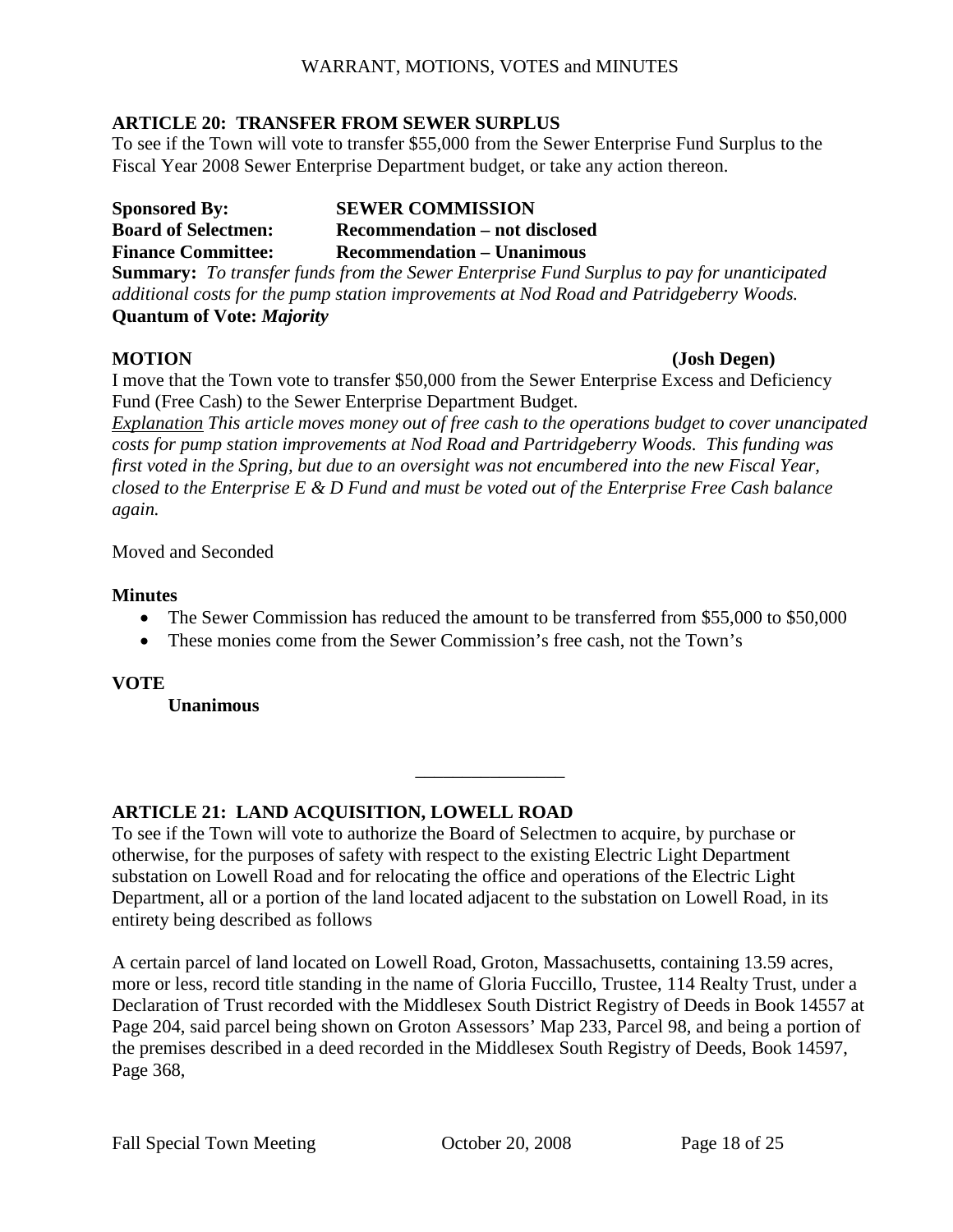## ARTICLE 20: TRANSFER FROM SEWER SURPLUS

To see if the Town will vote to transfer $55,000 from the Sewer Enterprise Fund Surplus to the Fiscal Year 2008 Sewer Enterprise Department budget, or take any action thereon.

**Sponsored By:** **SEWER COMMISSION**
**Board of Selectmen:** **Recommendation – not disclosed**
**Finance Committee:** **Recommendation – Unanimous**
**Summary:** *To transfer funds from the Sewer Enterprise Fund Surplus to pay for unanticipated additional costs for the pump station improvements at Nod Road and Patridgeberry Woods.*
**Quantum of Vote:** ***Majority***

**MOTION** **(Josh Degen)**

I move that the Town vote to transfer $50,000 from the Sewer Enterprise Excess and Deficiency Fund (Free Cash) to the Sewer Enterprise Department Budget.

*Explanation This article moves money out of free cash to the operations budget to cover unancipated costs for pump station improvements at Nod Road and Partridgeberry Woods. This funding was first voted in the Spring, but due to an oversight was not encumbered into the new Fiscal Year, closed to the Enterprise E & D Fund and must be voted out of the Enterprise Free Cash balance again.*

Moved and Seconded

**Minutes**

- The Sewer Commission has reduced the amount to be transferred from $55,000 to $50,000
- These monies come from the Sewer Commission's free cash, not the Town's

**VOTE**

**Unanimous**

---

## ARTICLE 21: LAND ACQUISITION, LOWELL ROAD

To see if the Town will vote to authorize the Board of Selectmen to acquire, by purchase or otherwise, for the purposes of safety with respect to the existing Electric Light Department substation on Lowell Road and for relocating the office and operations of the Electric Light Department, all or a portion of the land located adjacent to the substation on Lowell Road, in its entirety being described as follows

A certain parcel of land located on Lowell Road, Groton, Massachusetts, containing 13.59 acres, more or less, record title standing in the name of Gloria Fuccillo, Trustee, 114 Realty Trust, under a Declaration of Trust recorded with the Middlesex South District Registry of Deeds in Book 14557 at Page 204, said parcel being shown on Groton Assessors' Map 233, Parcel 98, and being a portion of the premises described in a deed recorded in the Middlesex South Registry of Deeds, Book 14597, Page 368,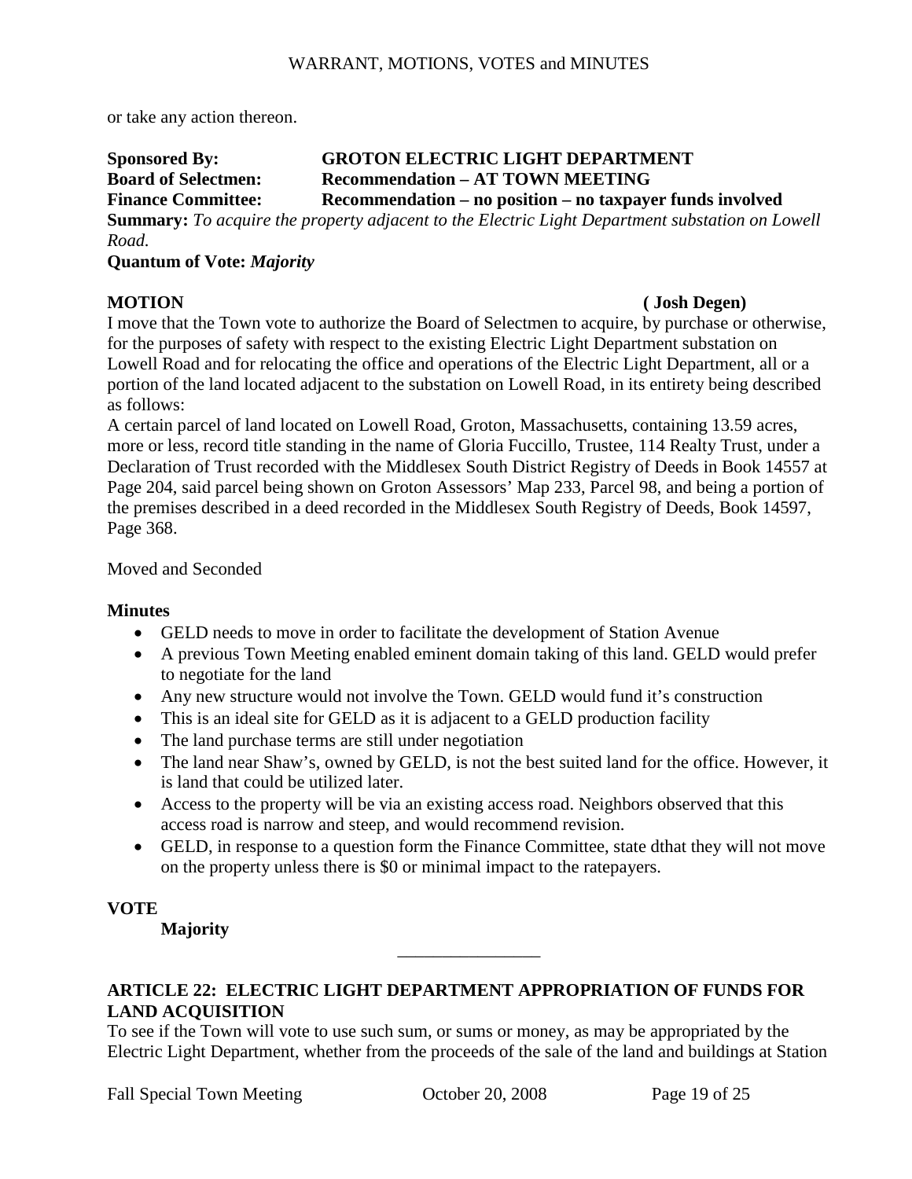or take any action thereon.

**Sponsored By:** **GROTON ELECTRIC LIGHT DEPARTMENT**
**Board of Selectmen:** **Recommendation – AT TOWN MEETING**
**Finance Committee:** **Recommendation – no position – no taxpayer funds involved**
**Summary:** *To acquire the property adjacent to the Electric Light Department substation on Lowell Road.*
**Quantum of Vote:** ***Majority***

**MOTION** **( Josh Degen)**

I move that the Town vote to authorize the Board of Selectmen to acquire, by purchase or otherwise, for the purposes of safety with respect to the existing Electric Light Department substation on Lowell Road and for relocating the office and operations of the Electric Light Department, all or a portion of the land located adjacent to the substation on Lowell Road, in its entirety being described as follows:

A certain parcel of land located on Lowell Road, Groton, Massachusetts, containing 13.59 acres, more or less, record title standing in the name of Gloria Fuccillo, Trustee, 114 Realty Trust, under a Declaration of Trust recorded with the Middlesex South District Registry of Deeds in Book 14557 at Page 204, said parcel being shown on Groton Assessors' Map 233, Parcel 98, and being a portion of the premises described in a deed recorded in the Middlesex South Registry of Deeds, Book 14597, Page 368.

Moved and Seconded

**Minutes**

- GELD needs to move in order to facilitate the development of Station Avenue
- A previous Town Meeting enabled eminent domain taking of this land. GELD would prefer to negotiate for the land
- Any new structure would not involve the Town. GELD would fund it's construction
- This is an ideal site for GELD as it is adjacent to a GELD production facility
- The land purchase terms are still under negotiation
- The land near Shaw's, owned by GELD, is not the best suited land for the office. However, it is land that could be utilized later.
- Access to the property will be via an existing access road. Neighbors observed that this access road is narrow and steep, and would recommend revision.
- GELD, in response to a question form the Finance Committee, state dthat they will not move on the property unless there is $0 or minimal impact to the ratepayers.

**VOTE**

**Majority**

---

## ARTICLE 22: ELECTRIC LIGHT DEPARTMENT APPROPRIATION OF FUNDS FOR LAND ACQUISITION

To see if the Town will vote to use such sum, or sums or money, as may be appropriated by the Electric Light Department, whether from the proceeds of the sale of the land and buildings at Station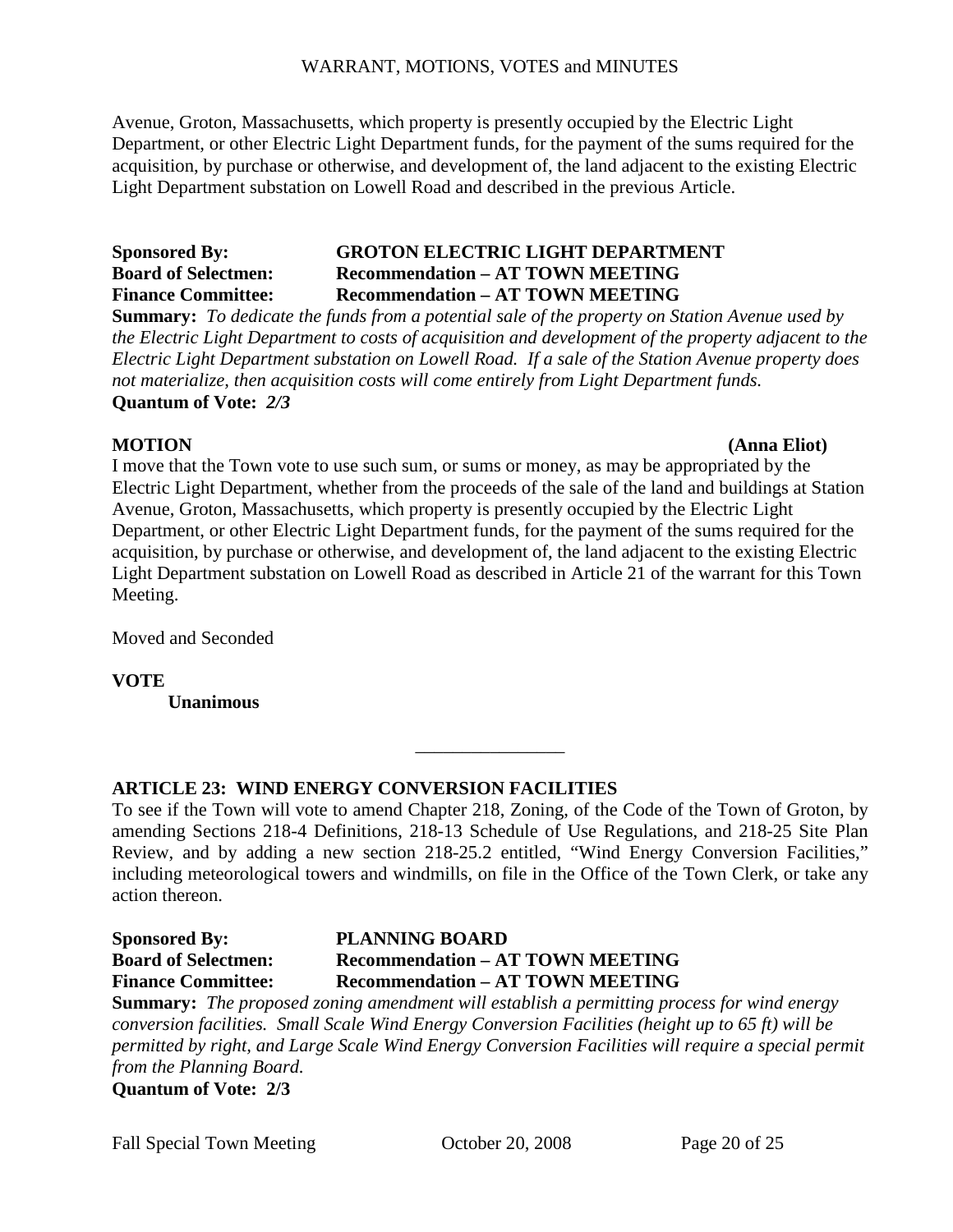Avenue, Groton, Massachusetts, which property is presently occupied by the Electric Light Department, or other Electric Light Department funds, for the payment of the sums required for the acquisition, by purchase or otherwise, and development of, the land adjacent to the existing Electric Light Department substation on Lowell Road and described in the previous Article.

**Sponsored By:** **GROTON ELECTRIC LIGHT DEPARTMENT**
**Board of Selectmen:** **Recommendation – AT TOWN MEETING**
**Finance Committee:** **Recommendation – AT TOWN MEETING**
**Summary:** *To dedicate the funds from a potential sale of the property on Station Avenue used by the Electric Light Department to costs of acquisition and development of the property adjacent to the Electric Light Department substation on Lowell Road. If a sale of the Station Avenue property does not materialize, then acquisition costs will come entirely from Light Department funds.*
**Quantum of Vote:** ***2/3***

**MOTION** **(Anna Eliot)**
I move that the Town vote to use such sum, or sums or money, as may be appropriated by the Electric Light Department, whether from the proceeds of the sale of the land and buildings at Station Avenue, Groton, Massachusetts, which property is presently occupied by the Electric Light Department, or other Electric Light Department funds, for the payment of the sums required for the acquisition, by purchase or otherwise, and development of, the land adjacent to the existing Electric Light Department substation on Lowell Road as described in Article 21 of the warrant for this Town Meeting.

Moved and Seconded

**VOTE**
**Unanimous**

---

## ARTICLE 23: WIND ENERGY CONVERSION FACILITIES

To see if the Town will vote to amend Chapter 218, Zoning, of the Code of the Town of Groton, by amending Sections 218-4 Definitions, 218-13 Schedule of Use Regulations, and 218-25 Site Plan Review, and by adding a new section 218-25.2 entitled, "Wind Energy Conversion Facilities," including meteorological towers and windmills, on file in the Office of the Town Clerk, or take any action thereon.

**Sponsored By:** **PLANNING BOARD**
**Board of Selectmen:** **Recommendation – AT TOWN MEETING**
**Finance Committee:** **Recommendation – AT TOWN MEETING**
**Summary:** *The proposed zoning amendment will establish a permitting process for wind energy conversion facilities. Small Scale Wind Energy Conversion Facilities (height up to 65 ft) will be permitted by right, and Large Scale Wind Energy Conversion Facilities will require a special permit from the Planning Board.*
**Quantum of Vote: 2/3**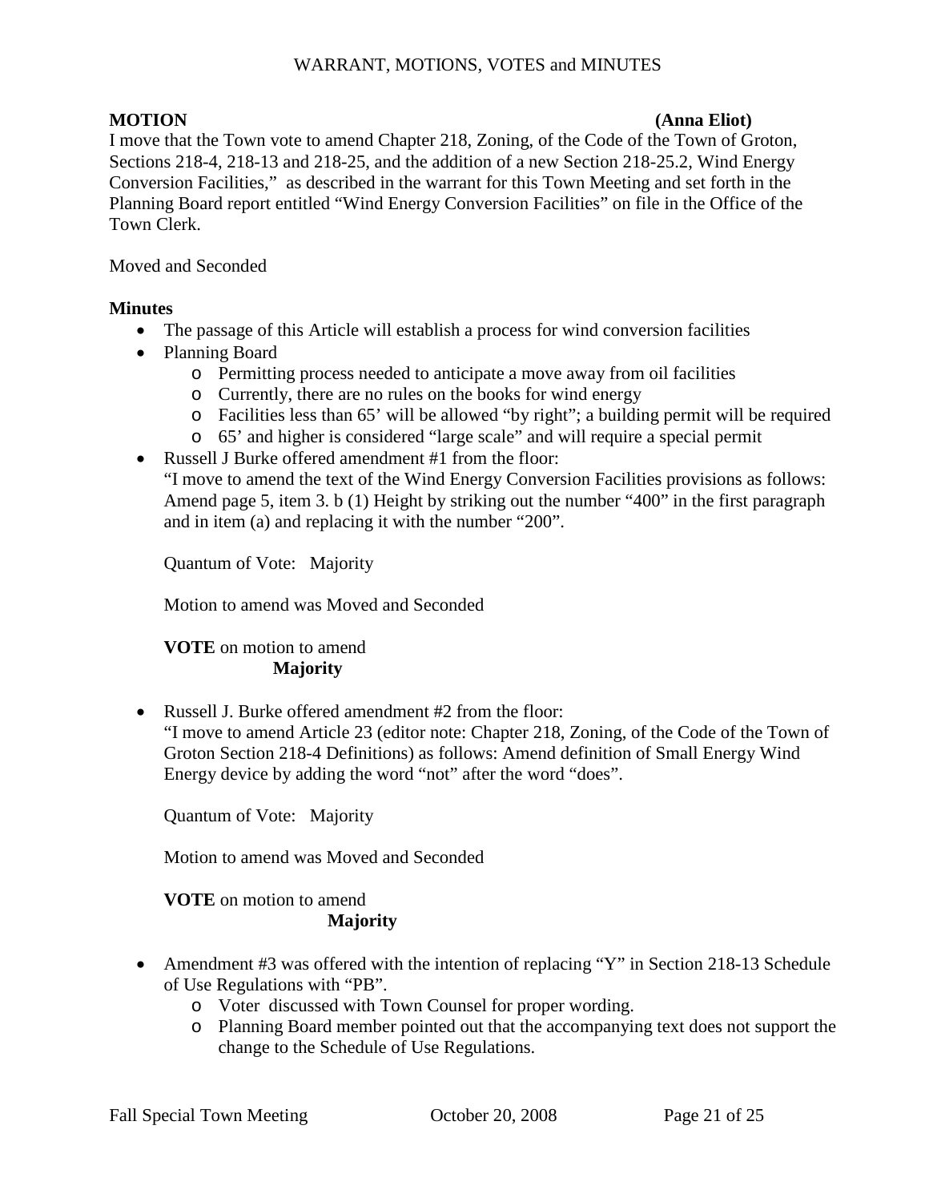WARRANT, MOTIONS, VOTES and MINUTES

**MOTION** **(Anna Eliot)**

I move that the Town vote to amend Chapter 218, Zoning, of the Code of the Town of Groton, Sections 218-4, 218-13 and 218-25, and the addition of a new Section 218-25.2, Wind Energy Conversion Facilities," as described in the warrant for this Town Meeting and set forth in the Planning Board report entitled "Wind Energy Conversion Facilities" on file in the Office of the Town Clerk.

Moved and Seconded

**Minutes**

- The passage of this Article will establish a process for wind conversion facilities
- Planning Board
  - Permitting process needed to anticipate a move away from oil facilities
  - Currently, there are no rules on the books for wind energy
  - Facilities less than 65' will be allowed "by right"; a building permit will be required
  - 65' and higher is considered "large scale" and will require a special permit
- Russell J Burke offered amendment #1 from the floor:
  "I move to amend the text of the Wind Energy Conversion Facilities provisions as follows: Amend page 5, item 3. b (1) Height by striking out the number "400" in the first paragraph and in item (a) and replacing it with the number "200".

  Quantum of Vote: Majority

  Motion to amend was Moved and Seconded

  **VOTE** on motion to amend
  **Majority**

- Russell J. Burke offered amendment #2 from the floor:
  "I move to amend Article 23 (editor note: Chapter 218, Zoning, of the Code of the Town of Groton Section 218-4 Definitions) as follows: Amend definition of Small Energy Wind Energy device by adding the word "not" after the word "does".

  Quantum of Vote: Majority

  Motion to amend was Moved and Seconded

  **VOTE** on motion to amend
  **Majority**

- Amendment #3 was offered with the intention of replacing "Y" in Section 218-13 Schedule of Use Regulations with "PB".
  - Voter discussed with Town Counsel for proper wording.
  - Planning Board member pointed out that the accompanying text does not support the change to the Schedule of Use Regulations.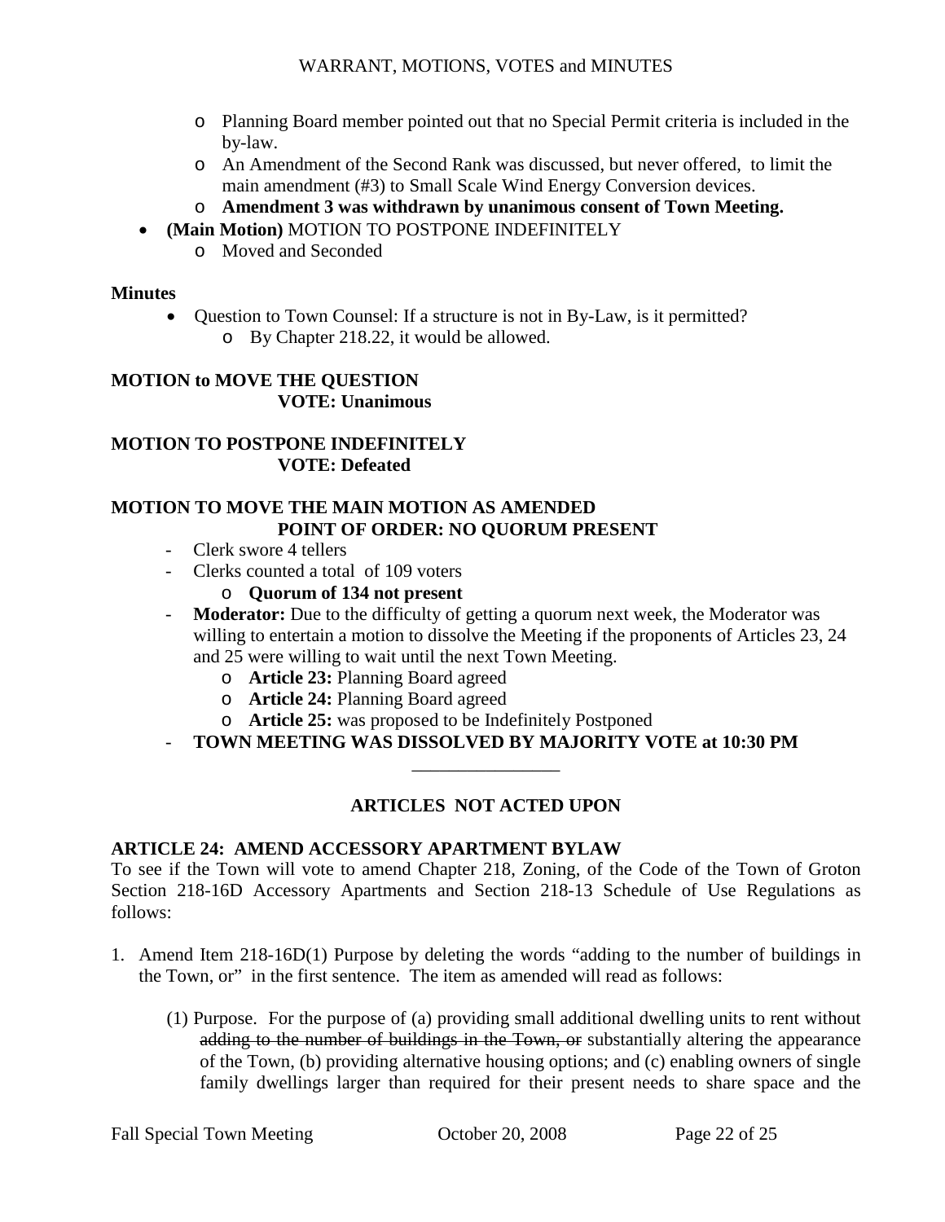- Planning Board member pointed out that no Special Permit criteria is included in the by-law.
  - An Amendment of the Second Rank was discussed, but never offered, to limit the main amendment (#3) to Small Scale Wind Energy Conversion devices.
  - **Amendment 3 was withdrawn by unanimous consent of Town Meeting.**
- **(Main Motion)** MOTION TO POSTPONE INDEFINITELY
  - Moved and Seconded

**Minutes**

- Question to Town Counsel: If a structure is not in By-Law, is it permitted?
  - By Chapter 218.22, it would be allowed.

**MOTION to MOVE THE QUESTION**
**VOTE: Unanimous**

**MOTION TO POSTPONE INDEFINITELY**
**VOTE: Defeated**

**MOTION TO MOVE THE MAIN MOTION AS AMENDED**
**POINT OF ORDER: NO QUORUM PRESENT**

- Clerk swore 4 tellers
- Clerks counted a total of 109 voters
  - **Quorum of 134 not present**
- **Moderator:** Due to the difficulty of getting a quorum next week, the Moderator was willing to entertain a motion to dissolve the Meeting if the proponents of Articles 23, 24 and 25 were willing to wait until the next Town Meeting.
  - **Article 23:** Planning Board agreed
  - **Article 24:** Planning Board agreed
  - **Article 25:** was proposed to be Indefinitely Postponed
- **TOWN MEETING WAS DISSOLVED BY MAJORITY VOTE at 10:30 PM**

---

## ARTICLES NOT ACTED UPON

**ARTICLE 24: AMEND ACCESSORY APARTMENT BYLAW**

To see if the Town will vote to amend Chapter 218, Zoning, of the Code of the Town of Groton Section 218-16D Accessory Apartments and Section 218-13 Schedule of Use Regulations as follows:

1. Amend Item 218-16D(1) Purpose by deleting the words "adding to the number of buildings in the Town, or" in the first sentence. The item as amended will read as follows:

   (1) Purpose. For the purpose of (a) providing small additional dwelling units to rent without ~~adding to the number of buildings in the Town, or~~ substantially altering the appearance of the Town, (b) providing alternative housing options; and (c) enabling owners of single family dwellings larger than required for their present needs to share space and the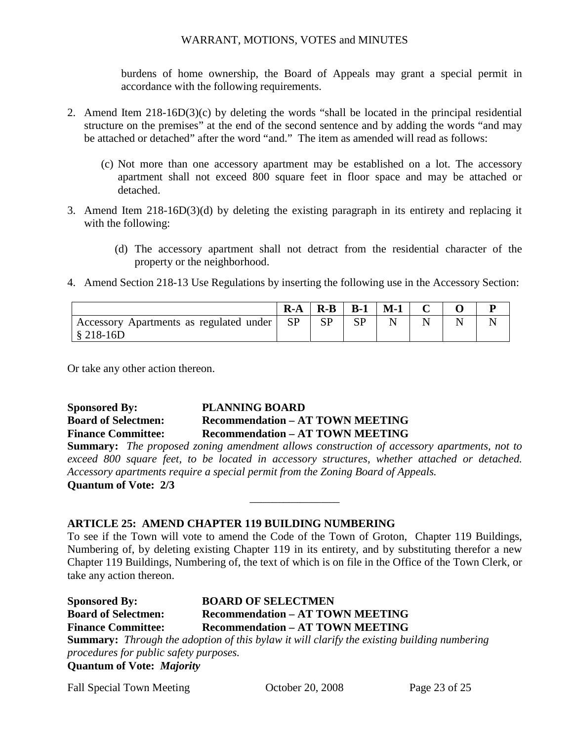burdens of home ownership, the Board of Appeals may grant a special permit in accordance with the following requirements.

2. Amend Item 218-16D(3)(c) by deleting the words "shall be located in the principal residential structure on the premises" at the end of the second sentence and by adding the words "and may be attached or detached" after the word "and." The item as amended will read as follows:

   (c) Not more than one accessory apartment may be established on a lot. The accessory apartment shall not exceed 800 square feet in floor space and may be attached or detached.

3. Amend Item 218-16D(3)(d) by deleting the existing paragraph in its entirety and replacing it with the following:

   (d) The accessory apartment shall not detract from the residential character of the property or the neighborhood.

4. Amend Section 218-13 Use Regulations by inserting the following use in the Accessory Section:

| | R-A | R-B | B-1 | M-1 | C | O | P |
|---|---|---|---|---|---|---|---|
| Accessory Apartments as regulated under § 218-16D | SP | SP | SP | N | N | N | N |

Or take any other action thereon.

**Sponsored By:** **PLANNING BOARD**
**Board of Selectmen:** **Recommendation – AT TOWN MEETING**
**Finance Committee:** **Recommendation – AT TOWN MEETING**
**Summary:** *The proposed zoning amendment allows construction of accessory apartments, not to exceed 800 square feet, to be located in accessory structures, whether attached or detached. Accessory apartments require a special permit from the Zoning Board of Appeals.*
**Quantum of Vote: 2/3**

---

**ARTICLE 25: AMEND CHAPTER 119 BUILDING NUMBERING**

To see if the Town will vote to amend the Code of the Town of Groton, Chapter 119 Buildings, Numbering of, by deleting existing Chapter 119 in its entirety, and by substituting therefor a new Chapter 119 Buildings, Numbering of, the text of which is on file in the Office of the Town Clerk, or take any action thereon.

**Sponsored By:** **BOARD OF SELECTMEN**
**Board of Selectmen:** **Recommendation – AT TOWN MEETING**
**Finance Committee:** **Recommendation – AT TOWN MEETING**
**Summary:** *Through the adoption of this bylaw it will clarify the existing building numbering procedures for public safety purposes.*
**Quantum of Vote:** ***Majority***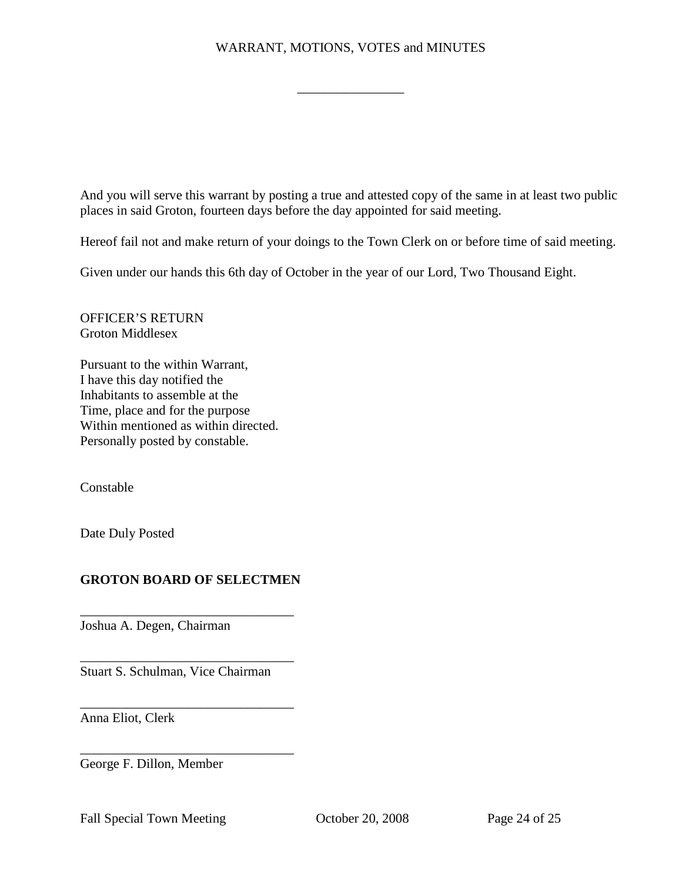And you will serve this warrant by posting a true and attested copy of the same in at least two public places in said Groton, fourteen days before the day appointed for said meeting.

Hereof fail not and make return of your doings to the Town Clerk on or before time of said meeting.

Given under our hands this 6th day of October in the year of our Lord, Two Thousand Eight.

OFFICER'S RETURN
Groton Middlesex

Pursuant to the within Warrant,
I have this day notified the
Inhabitants to assemble at the
Time, place and for the purpose
Within mentioned as within directed.
Personally posted by constable.

Constable

Date Duly Posted

**GROTON BOARD OF SELECTMEN**

________________________________
Joshua A. Degen, Chairman

________________________________
Stuart S. Schulman, Vice Chairman

________________________________
Anna Eliot, Clerk

________________________________
George F. Dillon, Member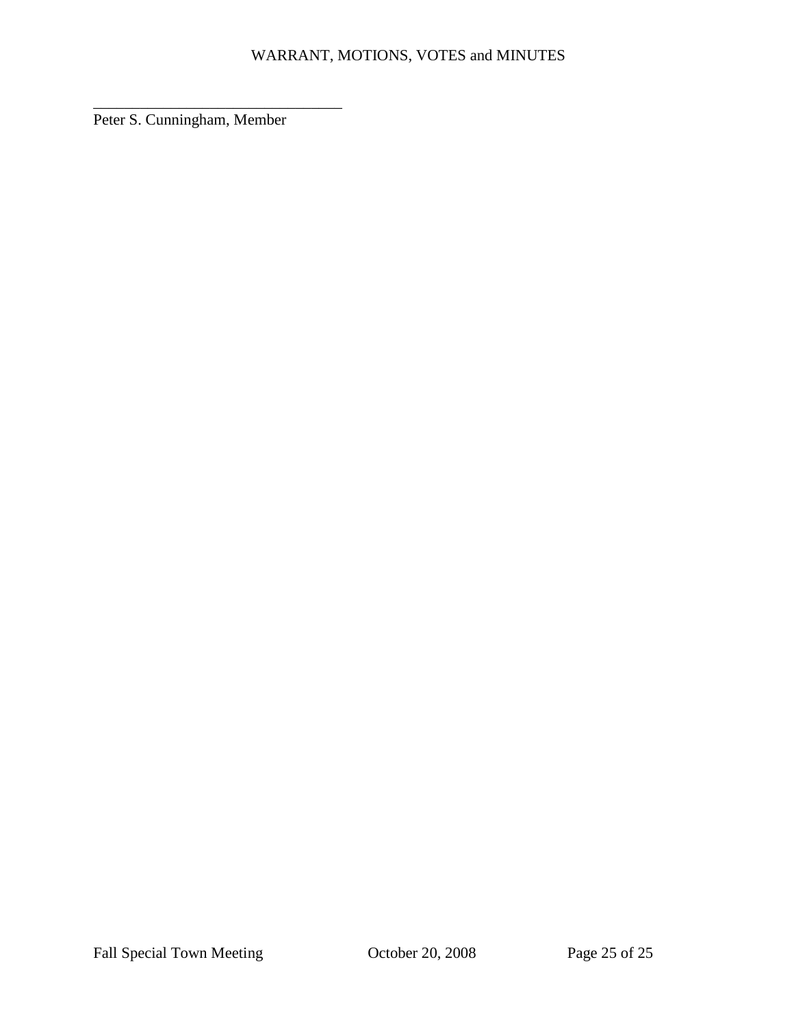\_\_\_\_\_\_\_\_\_\_\_\_\_\_\_\_\_\_\_\_\_\_\_\_\_\_\_\_\_\_\_\_\_

Peter S. Cunningham, Member